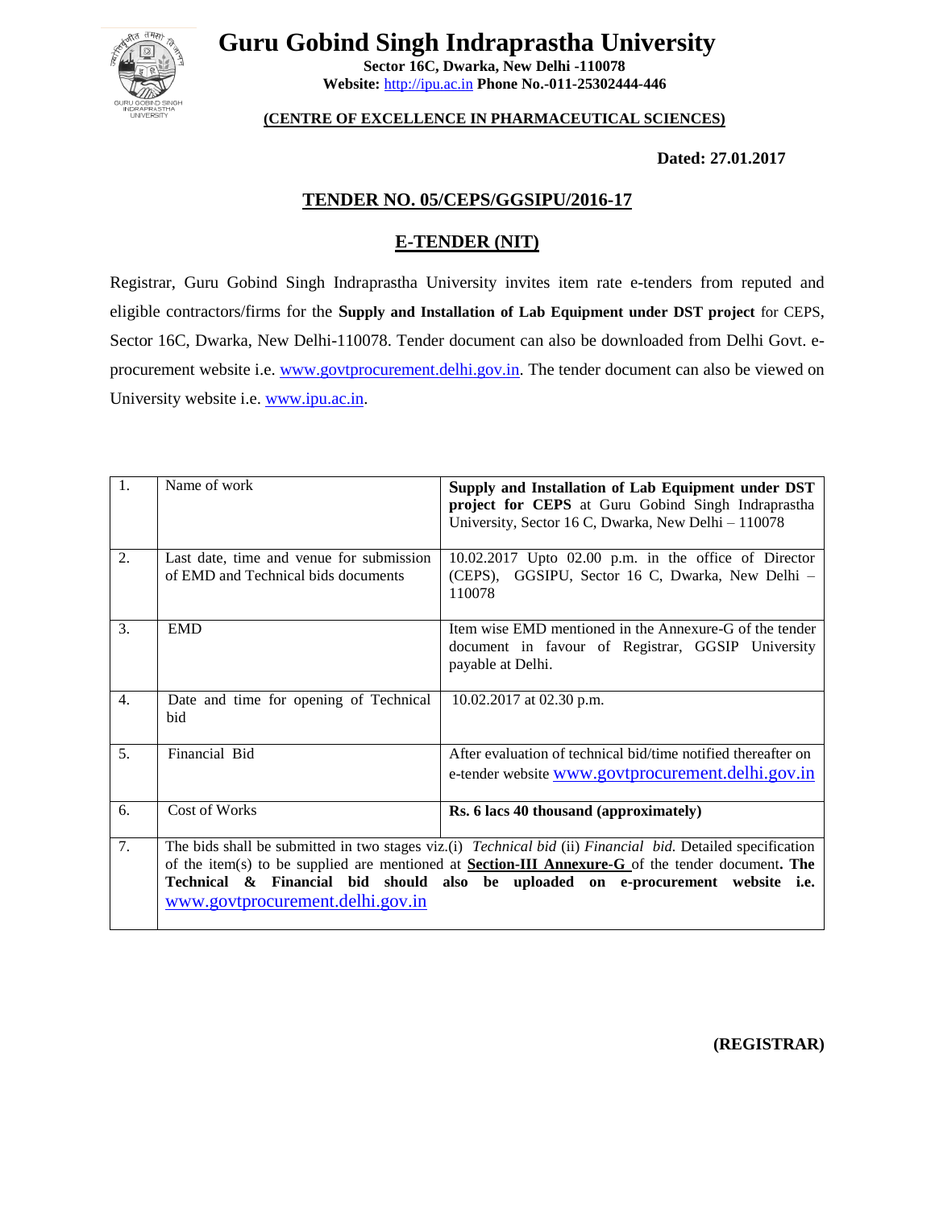# Guru Gobind Singh Indraprastha University

**Sector 16C, Dwarka, New Delhi -110078**
**Website:** http://ipu.ac.in **Phone No.-011-25302444-446**

**(CENTRE OF EXCELLENCE IN PHARMACEUTICAL SCIENCES)**

**Dated: 27.01.2017**

## TENDER NO. 05/CEPS/GGSIPU/2016-17

## E-TENDER (NIT)

Registrar, Guru Gobind Singh Indraprastha University invites item rate e-tenders from reputed and eligible contractors/firms for the **Supply and Installation of Lab Equipment under DST project** for CEPS, Sector 16C, Dwarka, New Delhi-110078. Tender document can also be downloaded from Delhi Govt. e-procurement website i.e. www.govtprocurement.delhi.gov.in. The tender document can also be viewed on University website i.e. www.ipu.ac.in.

| | | |
|---|---|---|
| 1. | Name of work | **Supply and Installation of Lab Equipment under DST project for CEPS** at Guru Gobind Singh Indraprastha University, Sector 16 C, Dwarka, New Delhi – 110078 |
| 2. | Last date, time and venue for submission of EMD and Technical bids documents | 10.02.2017 Upto 02.00 p.m. in the office of Director (CEPS), GGSIPU, Sector 16 C, Dwarka, New Delhi – 110078 |
| 3. | EMD | Item wise EMD mentioned in the Annexure-G of the tender document in favour of Registrar, GGSIP University payable at Delhi. |
| 4. | Date and time for opening of Technical bid | 10.02.2017 at 02.30 p.m. |
| 5. | Financial Bid | After evaluation of technical bid/time notified thereafter on e-tender website www.govtprocurement.delhi.gov.in |
| 6. | Cost of Works | **Rs. 6 lacs 40 thousand (approximately)** |
| 7. | The bids shall be submitted in two stages viz.(i) *Technical bid* (ii) *Financial bid.* Detailed specification of the item(s) to be supplied are mentioned at **Section-III Annexure-G** of the tender document**. The Technical & Financial bid should also be uploaded on e-procurement website i.e.** www.govtprocurement.delhi.gov.in | |

**(REGISTRAR)**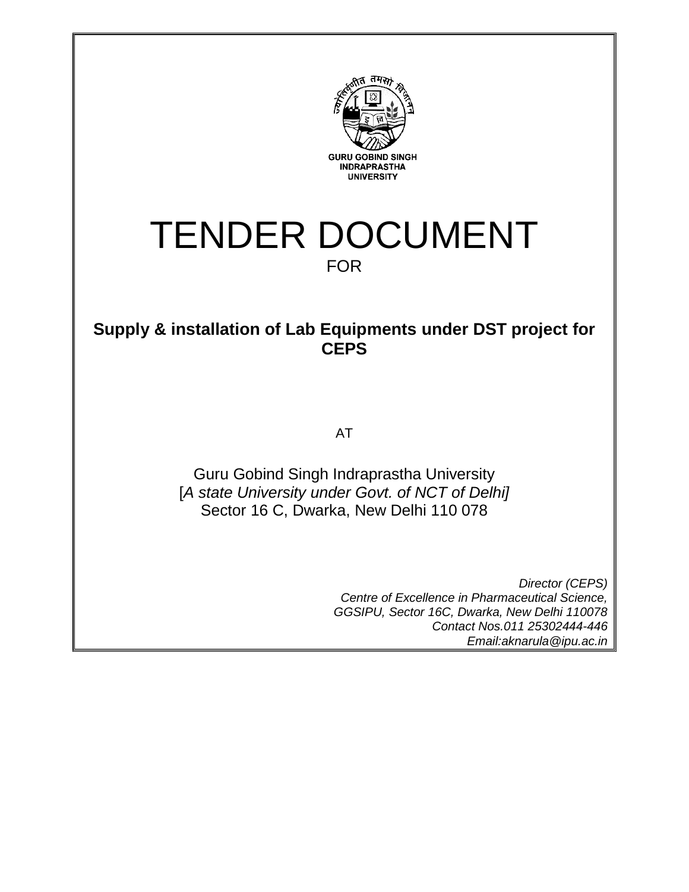GURU GOBIND SINGH
INDRAPRASTHA
UNIVERSITY

# TENDER DOCUMENT

FOR

## Supply & installation of Lab Equipments under DST project for CEPS

AT

Guru Gobind Singh Indraprastha University
[*A state University under Govt. of NCT of Delhi]*
Sector 16 C, Dwarka, New Delhi 110 078

*Director (CEPS)*
*Centre of Excellence in Pharmaceutical Science,*
*GGSIPU, Sector 16C, Dwarka, New Delhi 110078*
*Contact Nos.011 25302444-446*
*Email:aknarula@ipu.ac.in*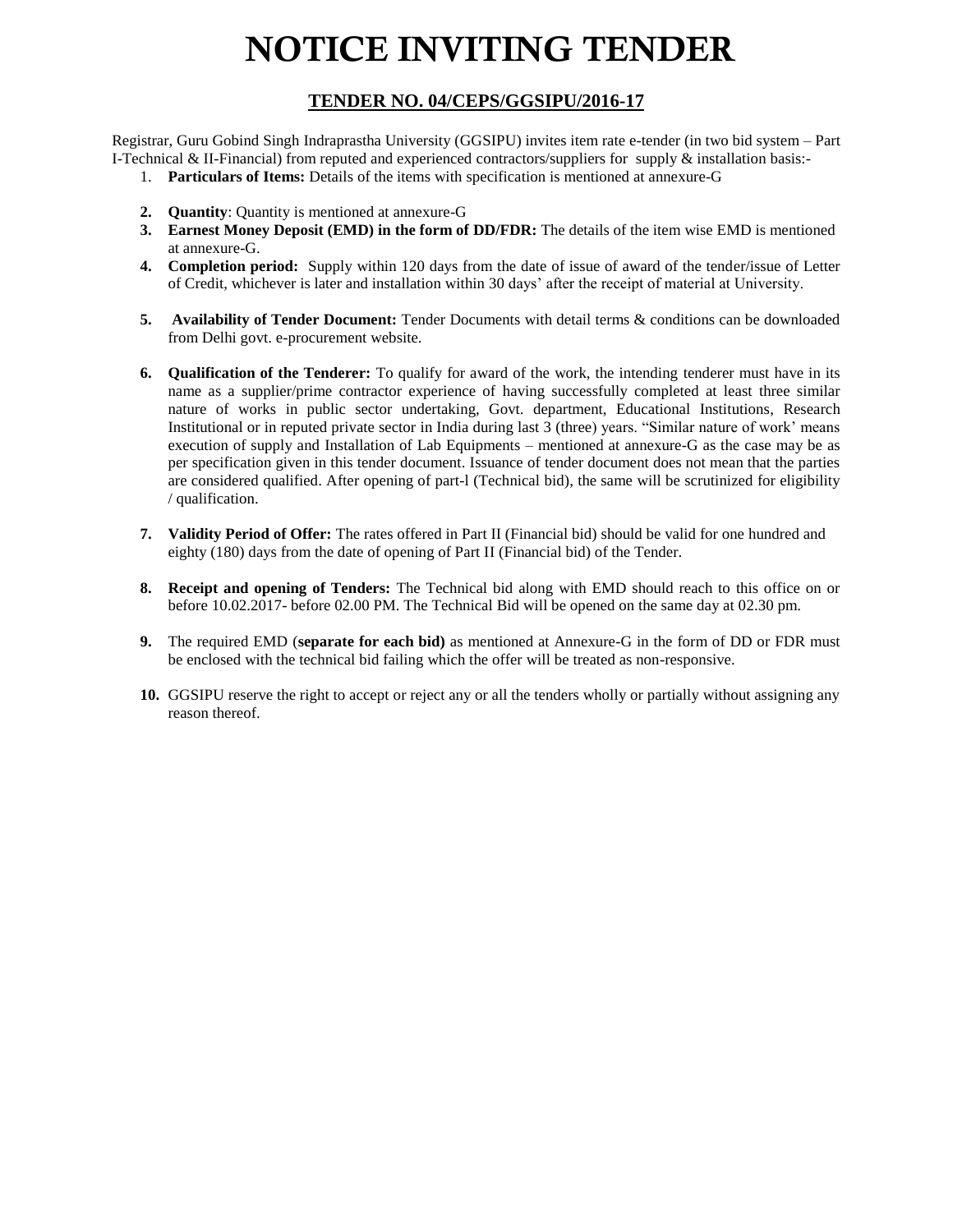# NOTICE INVITING TENDER

## TENDER NO. 04/CEPS/GGSIPU/2016-17

Registrar, Guru Gobind Singh Indraprastha University (GGSIPU) invites item rate e-tender (in two bid system – Part I-Technical & II-Financial) from reputed and experienced contractors/suppliers for supply & installation basis:-

1. **Particulars of Items:** Details of the items with specification is mentioned at annexure-G
2. **Quantity**: Quantity is mentioned at annexure-G
3. **Earnest Money Deposit (EMD) in the form of DD/FDR:** The details of the item wise EMD is mentioned at annexure-G.
4. **Completion period:** Supply within 120 days from the date of issue of award of the tender/issue of Letter of Credit, whichever is later and installation within 30 days' after the receipt of material at University.
5. **Availability of Tender Document:** Tender Documents with detail terms & conditions can be downloaded from Delhi govt. e-procurement website.
6. **Qualification of the Tenderer:** To qualify for award of the work, the intending tenderer must have in its name as a supplier/prime contractor experience of having successfully completed at least three similar nature of works in public sector undertaking, Govt. department, Educational Institutions, Research Institutional or in reputed private sector in India during last 3 (three) years. "Similar nature of work' means execution of supply and Installation of Lab Equipments – mentioned at annexure-G as the case may be as per specification given in this tender document. Issuance of tender document does not mean that the parties are considered qualified. After opening of part-l (Technical bid), the same will be scrutinized for eligibility / qualification.
7. **Validity Period of Offer:** The rates offered in Part II (Financial bid) should be valid for one hundred and eighty (180) days from the date of opening of Part II (Financial bid) of the Tender.
8. **Receipt and opening of Tenders:** The Technical bid along with EMD should reach to this office on or before 10.02.2017- before 02.00 PM. The Technical Bid will be opened on the same day at 02.30 pm.
9. The required EMD (**separate for each bid)** as mentioned at Annexure-G in the form of DD or FDR must be enclosed with the technical bid failing which the offer will be treated as non-responsive.
10. GGSIPU reserve the right to accept or reject any or all the tenders wholly or partially without assigning any reason thereof.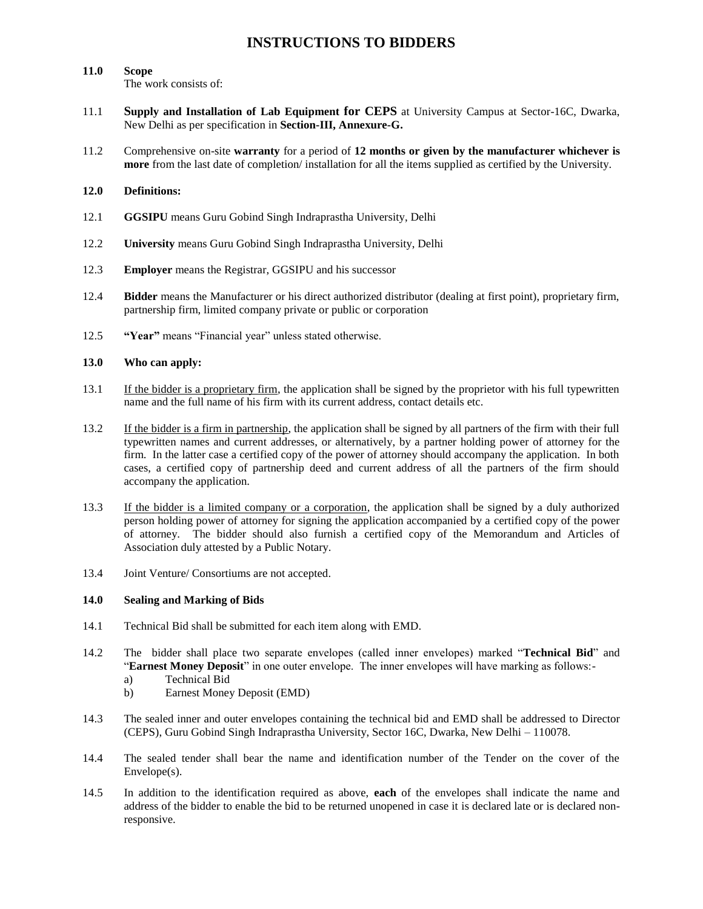# INSTRUCTIONS TO BIDDERS

**11.0 Scope**

The work consists of:

11.1 **Supply and Installation of Lab Equipment for CEPS** at University Campus at Sector-16C, Dwarka, New Delhi as per specification in **Section-III, Annexure-G.**

11.2 Comprehensive on-site **warranty** for a period of **12 months or given by the manufacturer whichever is more** from the last date of completion/ installation for all the items supplied as certified by the University.

**12.0 Definitions:**

12.1 **GGSIPU** means Guru Gobind Singh Indraprastha University, Delhi

12.2 **University** means Guru Gobind Singh Indraprastha University, Delhi

12.3 **Employer** means the Registrar, GGSIPU and his successor

12.4 **Bidder** means the Manufacturer or his direct authorized distributor (dealing at first point), proprietary firm, partnership firm, limited company private or public or corporation

12.5 **"Year"** means "Financial year" unless stated otherwise.

**13.0 Who can apply:**

13.1 <u>If the bidder is a proprietary firm</u>, the application shall be signed by the proprietor with his full typewritten name and the full name of his firm with its current address, contact details etc.

13.2 <u>If the bidder is a firm in partnership</u>, the application shall be signed by all partners of the firm with their full typewritten names and current addresses, or alternatively, by a partner holding power of attorney for the firm. In the latter case a certified copy of the power of attorney should accompany the application. In both cases, a certified copy of partnership deed and current address of all the partners of the firm should accompany the application.

13.3 <u>If the bidder is a limited company or a corporation</u>, the application shall be signed by a duly authorized person holding power of attorney for signing the application accompanied by a certified copy of the power of attorney. The bidder should also furnish a certified copy of the Memorandum and Articles of Association duly attested by a Public Notary.

13.4 Joint Venture/ Consortiums are not accepted.

**14.0 Sealing and Marking of Bids**

14.1 Technical Bid shall be submitted for each item along with EMD.

14.2 The bidder shall place two separate envelopes (called inner envelopes) marked "**Technical Bid**" and "**Earnest Money Deposit**" in one outer envelope. The inner envelopes will have marking as follows:-

a) Technical Bid

b) Earnest Money Deposit (EMD)

14.3 The sealed inner and outer envelopes containing the technical bid and EMD shall be addressed to Director (CEPS), Guru Gobind Singh Indraprastha University, Sector 16C, Dwarka, New Delhi – 110078.

14.4 The sealed tender shall bear the name and identification number of the Tender on the cover of the Envelope(s).

14.5 In addition to the identification required as above, **each** of the envelopes shall indicate the name and address of the bidder to enable the bid to be returned unopened in case it is declared late or is declared non-responsive.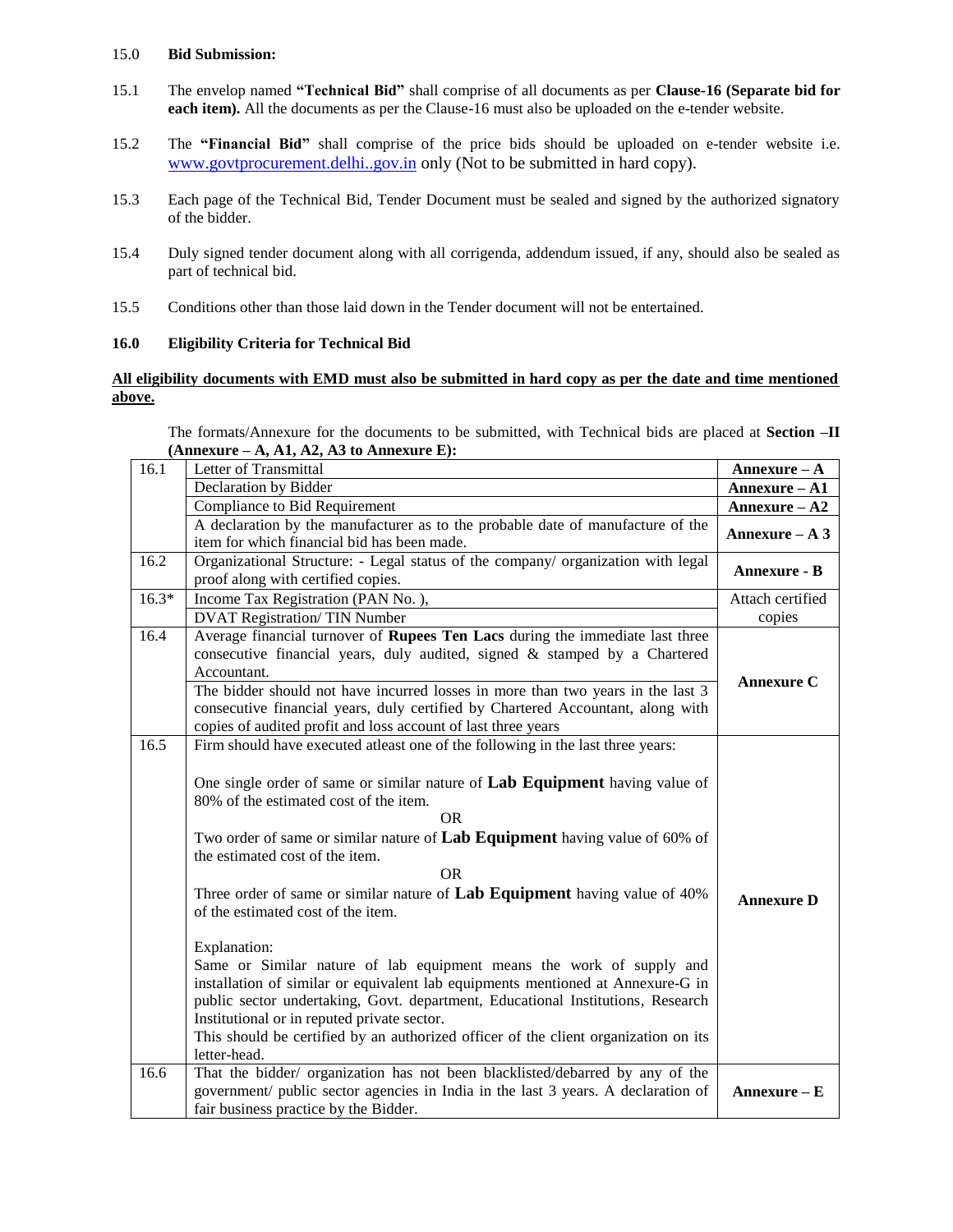15.0 **Bid Submission:**

15.1 The envelop named **"Technical Bid"** shall comprise of all documents as per **Clause-16 (Separate bid for each item).** All the documents as per the Clause-16 must also be uploaded on the e-tender website.

15.2 The **"Financial Bid"** shall comprise of the price bids should be uploaded on e-tender website i.e. www.govtprocurement.delhi..gov.in only (Not to be submitted in hard copy).

15.3 Each page of the Technical Bid, Tender Document must be sealed and signed by the authorized signatory of the bidder.

15.4 Duly signed tender document along with all corrigenda, addendum issued, if any, should also be sealed as part of technical bid.

15.5 Conditions other than those laid down in the Tender document will not be entertained.

**16.0 Eligibility Criteria for Technical Bid**

**All eligibility documents with EMD must also be submitted in hard copy as per the date and time mentioned above.**

The formats/Annexure for the documents to be submitted, with Technical bids are placed at **Section –II (Annexure – A, A1, A2, A3 to Annexure E):**

| | | |
|---|---|---|
| 16.1 | Letter of Transmittal | **Annexure – A** |
| | Declaration by Bidder | **Annexure – A1** |
| | Compliance to Bid Requirement | **Annexure – A2** |
| | A declaration by the manufacturer as to the probable date of manufacture of the item for which financial bid has been made. | **Annexure – A 3** |
| 16.2 | Organizational Structure: - Legal status of the company/ organization with legal proof along with certified copies. | **Annexure - B** |
| 16.3* | Income Tax Registration (PAN No. ), | Attach certified copies |
| | DVAT Registration/ TIN Number | |
| 16.4 | Average financial turnover of **Rupees Ten Lacs** during the immediate last three consecutive financial years, duly audited, signed & stamped by a Chartered Accountant. | **Annexure C** |
| | The bidder should not have incurred losses in more than two years in the last 3 consecutive financial years, duly certified by Chartered Accountant, along with copies of audited profit and loss account of last three years | |
| 16.5 | Firm should have executed atleast one of the following in the last three years:<br><br>One single order of same or similar nature of **Lab Equipment** having value of 80% of the estimated cost of the item.<br>OR<br>Two order of same or similar nature of **Lab Equipment** having value of 60% of the estimated cost of the item.<br>OR<br>Three order of same or similar nature of **Lab Equipment** having value of 40% of the estimated cost of the item.<br><br>Explanation:<br>Same or Similar nature of lab equipment means the work of supply and installation of similar or equivalent lab equipments mentioned at Annexure-G in public sector undertaking, Govt. department, Educational Institutions, Research Institutional or in reputed private sector.<br>This should be certified by an authorized officer of the client organization on its letter-head. | **Annexure D** |
| 16.6 | That the bidder/ organization has not been blacklisted/debarred by any of the government/ public sector agencies in India in the last 3 years. A declaration of fair business practice by the Bidder. | **Annexure – E** |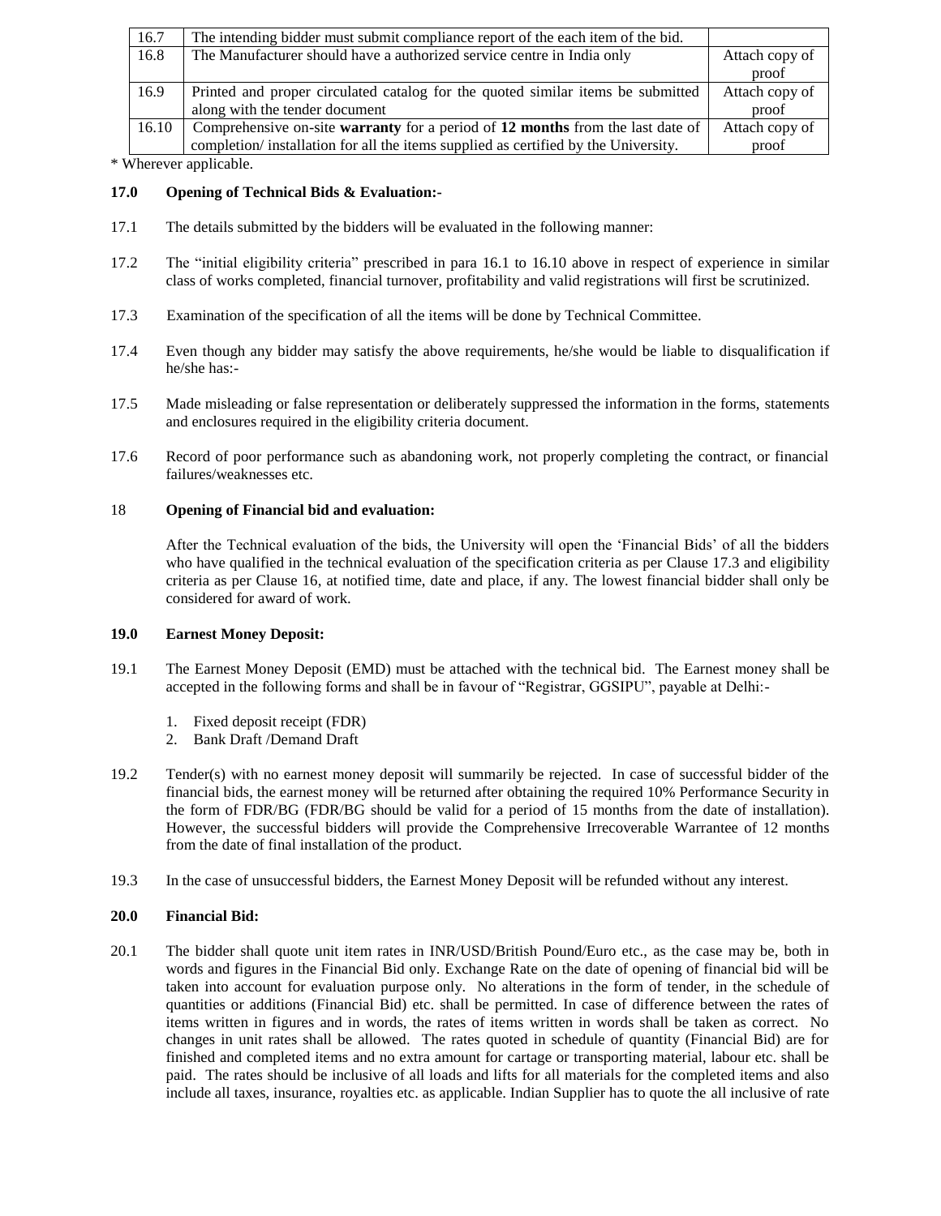| 16.7 | The intending bidder must submit compliance report of the each item of the bid. | |
|---|---|---|
| 16.8 | The Manufacturer should have a authorized service centre in India only | Attach copy of proof |
| 16.9 | Printed and proper circulated catalog for the quoted similar items be submitted along with the tender document | Attach copy of proof |
| 16.10 | Comprehensive on-site **warranty** for a period of **12 months** from the last date of completion/ installation for all the items supplied as certified by the University. | Attach copy of proof |

* Wherever applicable.

**17.0 Opening of Technical Bids & Evaluation:-**

17.1 The details submitted by the bidders will be evaluated in the following manner:

17.2 The "initial eligibility criteria" prescribed in para 16.1 to 16.10 above in respect of experience in similar class of works completed, financial turnover, profitability and valid registrations will first be scrutinized.

17.3 Examination of the specification of all the items will be done by Technical Committee.

17.4 Even though any bidder may satisfy the above requirements, he/she would be liable to disqualification if he/she has:-

17.5 Made misleading or false representation or deliberately suppressed the information in the forms, statements and enclosures required in the eligibility criteria document.

17.6 Record of poor performance such as abandoning work, not properly completing the contract, or financial failures/weaknesses etc.

18 **Opening of Financial bid and evaluation:**

After the Technical evaluation of the bids, the University will open the 'Financial Bids' of all the bidders who have qualified in the technical evaluation of the specification criteria as per Clause 17.3 and eligibility criteria as per Clause 16, at notified time, date and place, if any. The lowest financial bidder shall only be considered for award of work.

**19.0 Earnest Money Deposit:**

19.1 The Earnest Money Deposit (EMD) must be attached with the technical bid. The Earnest money shall be accepted in the following forms and shall be in favour of "Registrar, GGSIPU", payable at Delhi:-

1. Fixed deposit receipt (FDR)
2. Bank Draft /Demand Draft

19.2 Tender(s) with no earnest money deposit will summarily be rejected. In case of successful bidder of the financial bids, the earnest money will be returned after obtaining the required 10% Performance Security in the form of FDR/BG (FDR/BG should be valid for a period of 15 months from the date of installation). However, the successful bidders will provide the Comprehensive Irrecoverable Warrantee of 12 months from the date of final installation of the product.

19.3 In the case of unsuccessful bidders, the Earnest Money Deposit will be refunded without any interest.

**20.0 Financial Bid:**

20.1 The bidder shall quote unit item rates in INR/USD/British Pound/Euro etc., as the case may be, both in words and figures in the Financial Bid only. Exchange Rate on the date of opening of financial bid will be taken into account for evaluation purpose only. No alterations in the form of tender, in the schedule of quantities or additions (Financial Bid) etc. shall be permitted. In case of difference between the rates of items written in figures and in words, the rates of items written in words shall be taken as correct. No changes in unit rates shall be allowed. The rates quoted in schedule of quantity (Financial Bid) are for finished and completed items and no extra amount for cartage or transporting material, labour etc. shall be paid. The rates should be inclusive of all loads and lifts for all materials for the completed items and also include all taxes, insurance, royalties etc. as applicable. Indian Supplier has to quote the all inclusive of rate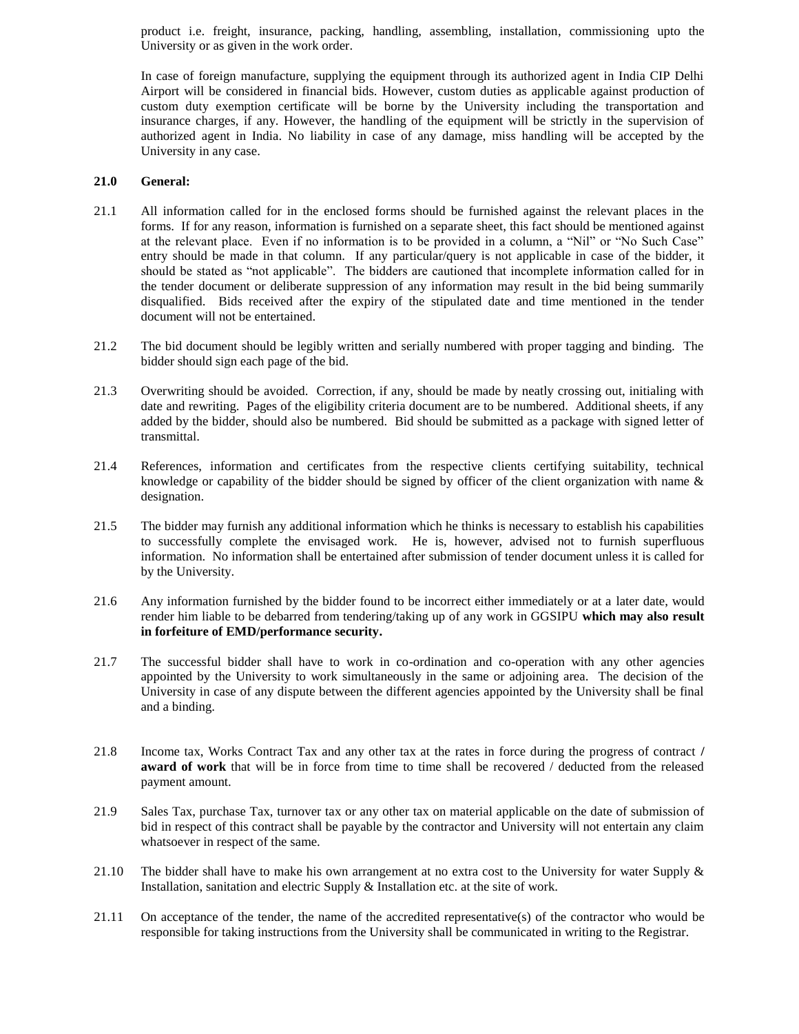product i.e. freight, insurance, packing, handling, assembling, installation, commissioning upto the University or as given in the work order.

In case of foreign manufacture, supplying the equipment through its authorized agent in India CIP Delhi Airport will be considered in financial bids. However, custom duties as applicable against production of custom duty exemption certificate will be borne by the University including the transportation and insurance charges, if any. However, the handling of the equipment will be strictly in the supervision of authorized agent in India. No liability in case of any damage, miss handling will be accepted by the University in any case.

**21.0 General:**

21.1 All information called for in the enclosed forms should be furnished against the relevant places in the forms. If for any reason, information is furnished on a separate sheet, this fact should be mentioned against at the relevant place. Even if no information is to be provided in a column, a "Nil" or "No Such Case" entry should be made in that column. If any particular/query is not applicable in case of the bidder, it should be stated as "not applicable". The bidders are cautioned that incomplete information called for in the tender document or deliberate suppression of any information may result in the bid being summarily disqualified. Bids received after the expiry of the stipulated date and time mentioned in the tender document will not be entertained.

21.2 The bid document should be legibly written and serially numbered with proper tagging and binding. The bidder should sign each page of the bid.

21.3 Overwriting should be avoided. Correction, if any, should be made by neatly crossing out, initialing with date and rewriting. Pages of the eligibility criteria document are to be numbered. Additional sheets, if any added by the bidder, should also be numbered. Bid should be submitted as a package with signed letter of transmittal.

21.4 References, information and certificates from the respective clients certifying suitability, technical knowledge or capability of the bidder should be signed by officer of the client organization with name & designation.

21.5 The bidder may furnish any additional information which he thinks is necessary to establish his capabilities to successfully complete the envisaged work. He is, however, advised not to furnish superfluous information. No information shall be entertained after submission of tender document unless it is called for by the University.

21.6 Any information furnished by the bidder found to be incorrect either immediately or at a later date, would render him liable to be debarred from tendering/taking up of any work in GGSIPU **which may also result in forfeiture of EMD/performance security.**

21.7 The successful bidder shall have to work in co-ordination and co-operation with any other agencies appointed by the University to work simultaneously in the same or adjoining area. The decision of the University in case of any dispute between the different agencies appointed by the University shall be final and a binding.

21.8 Income tax, Works Contract Tax and any other tax at the rates in force during the progress of contract **/ award of work** that will be in force from time to time shall be recovered / deducted from the released payment amount.

21.9 Sales Tax, purchase Tax, turnover tax or any other tax on material applicable on the date of submission of bid in respect of this contract shall be payable by the contractor and University will not entertain any claim whatsoever in respect of the same.

21.10 The bidder shall have to make his own arrangement at no extra cost to the University for water Supply & Installation, sanitation and electric Supply & Installation etc. at the site of work.

21.11 On acceptance of the tender, the name of the accredited representative(s) of the contractor who would be responsible for taking instructions from the University shall be communicated in writing to the Registrar.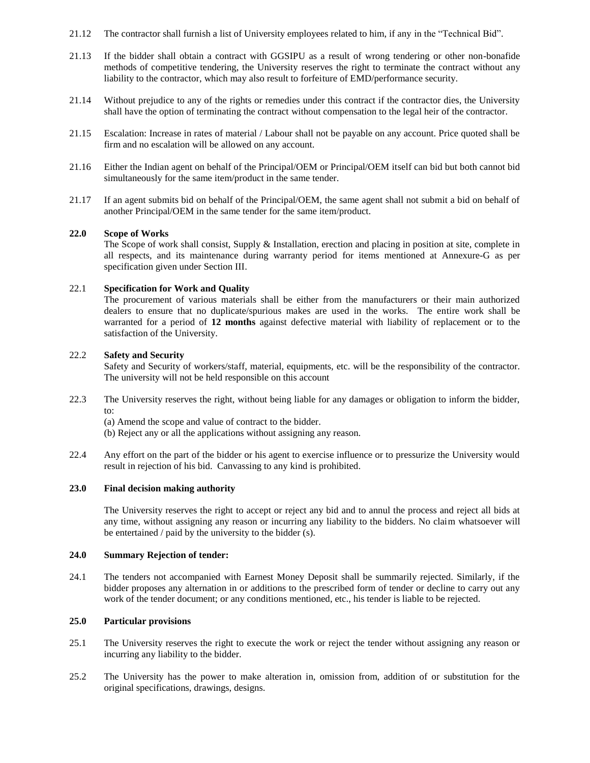21.12 The contractor shall furnish a list of University employees related to him, if any in the "Technical Bid".

21.13 If the bidder shall obtain a contract with GGSIPU as a result of wrong tendering or other non-bonafide methods of competitive tendering, the University reserves the right to terminate the contract without any liability to the contractor, which may also result to forfeiture of EMD/performance security.

21.14 Without prejudice to any of the rights or remedies under this contract if the contractor dies, the University shall have the option of terminating the contract without compensation to the legal heir of the contractor.

21.15 Escalation: Increase in rates of material / Labour shall not be payable on any account. Price quoted shall be firm and no escalation will be allowed on any account.

21.16 Either the Indian agent on behalf of the Principal/OEM or Principal/OEM itself can bid but both cannot bid simultaneously for the same item/product in the same tender.

21.17 If an agent submits bid on behalf of the Principal/OEM, the same agent shall not submit a bid on behalf of another Principal/OEM in the same tender for the same item/product.

**22.0 Scope of Works**

The Scope of work shall consist, Supply & Installation, erection and placing in position at site, complete in all respects, and its maintenance during warranty period for items mentioned at Annexure-G as per specification given under Section III.

22.1 **Specification for Work and Quality**

The procurement of various materials shall be either from the manufacturers or their main authorized dealers to ensure that no duplicate/spurious makes are used in the works. The entire work shall be warranted for a period of **12 months** against defective material with liability of replacement or to the satisfaction of the University.

22.2 **Safety and Security**

Safety and Security of workers/staff, material, equipments, etc. will be the responsibility of the contractor. The university will not be held responsible on this account

22.3 The University reserves the right, without being liable for any damages or obligation to inform the bidder, to:

(a) Amend the scope and value of contract to the bidder.

(b) Reject any or all the applications without assigning any reason.

22.4 Any effort on the part of the bidder or his agent to exercise influence or to pressurize the University would result in rejection of his bid. Canvassing to any kind is prohibited.

**23.0 Final decision making authority**

The University reserves the right to accept or reject any bid and to annul the process and reject all bids at any time, without assigning any reason or incurring any liability to the bidders. No claim whatsoever will be entertained / paid by the university to the bidder (s).

**24.0 Summary Rejection of tender:**

24.1 The tenders not accompanied with Earnest Money Deposit shall be summarily rejected. Similarly, if the bidder proposes any alternation in or additions to the prescribed form of tender or decline to carry out any work of the tender document; or any conditions mentioned, etc., his tender is liable to be rejected.

**25.0 Particular provisions**

25.1 The University reserves the right to execute the work or reject the tender without assigning any reason or incurring any liability to the bidder.

25.2 The University has the power to make alteration in, omission from, addition of or substitution for the original specifications, drawings, designs.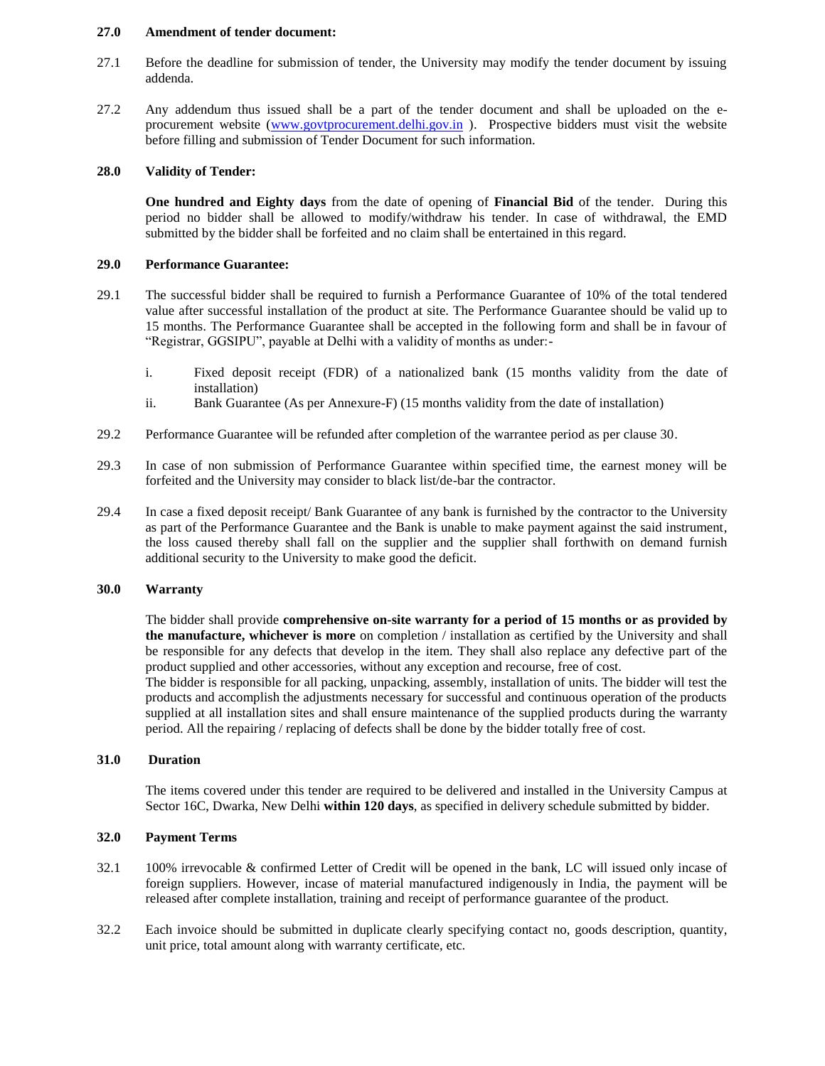**27.0 Amendment of tender document:**

27.1 Before the deadline for submission of tender, the University may modify the tender document by issuing addenda.

27.2 Any addendum thus issued shall be a part of the tender document and shall be uploaded on the e-procurement website (www.govtprocurement.delhi.gov.in ). Prospective bidders must visit the website before filling and submission of Tender Document for such information.

**28.0 Validity of Tender:**

**One hundred and Eighty days** from the date of opening of **Financial Bid** of the tender. During this period no bidder shall be allowed to modify/withdraw his tender. In case of withdrawal, the EMD submitted by the bidder shall be forfeited and no claim shall be entertained in this regard.

**29.0 Performance Guarantee:**

29.1 The successful bidder shall be required to furnish a Performance Guarantee of 10% of the total tendered value after successful installation of the product at site. The Performance Guarantee should be valid up to 15 months. The Performance Guarantee shall be accepted in the following form and shall be in favour of "Registrar, GGSIPU", payable at Delhi with a validity of months as under:-

i. Fixed deposit receipt (FDR) of a nationalized bank (15 months validity from the date of installation)
ii. Bank Guarantee (As per Annexure-F) (15 months validity from the date of installation)

29.2 Performance Guarantee will be refunded after completion of the warrantee period as per clause 30.

29.3 In case of non submission of Performance Guarantee within specified time, the earnest money will be forfeited and the University may consider to black list/de-bar the contractor.

29.4 In case a fixed deposit receipt/ Bank Guarantee of any bank is furnished by the contractor to the University as part of the Performance Guarantee and the Bank is unable to make payment against the said instrument, the loss caused thereby shall fall on the supplier and the supplier shall forthwith on demand furnish additional security to the University to make good the deficit.

**30.0 Warranty**

The bidder shall provide **comprehensive on-site warranty for a period of 15 months or as provided by the manufacture, whichever is more** on completion / installation as certified by the University and shall be responsible for any defects that develop in the item. They shall also replace any defective part of the product supplied and other accessories, without any exception and recourse, free of cost.
The bidder is responsible for all packing, unpacking, assembly, installation of units. The bidder will test the products and accomplish the adjustments necessary for successful and continuous operation of the products supplied at all installation sites and shall ensure maintenance of the supplied products during the warranty period. All the repairing / replacing of defects shall be done by the bidder totally free of cost.

**31.0 Duration**

The items covered under this tender are required to be delivered and installed in the University Campus at Sector 16C, Dwarka, New Delhi **within 120 days**, as specified in delivery schedule submitted by bidder.

**32.0 Payment Terms**

32.1 100% irrevocable & confirmed Letter of Credit will be opened in the bank, LC will issued only incase of foreign suppliers. However, incase of material manufactured indigenously in India, the payment will be released after complete installation, training and receipt of performance guarantee of the product.

32.2 Each invoice should be submitted in duplicate clearly specifying contact no, goods description, quantity, unit price, total amount along with warranty certificate, etc.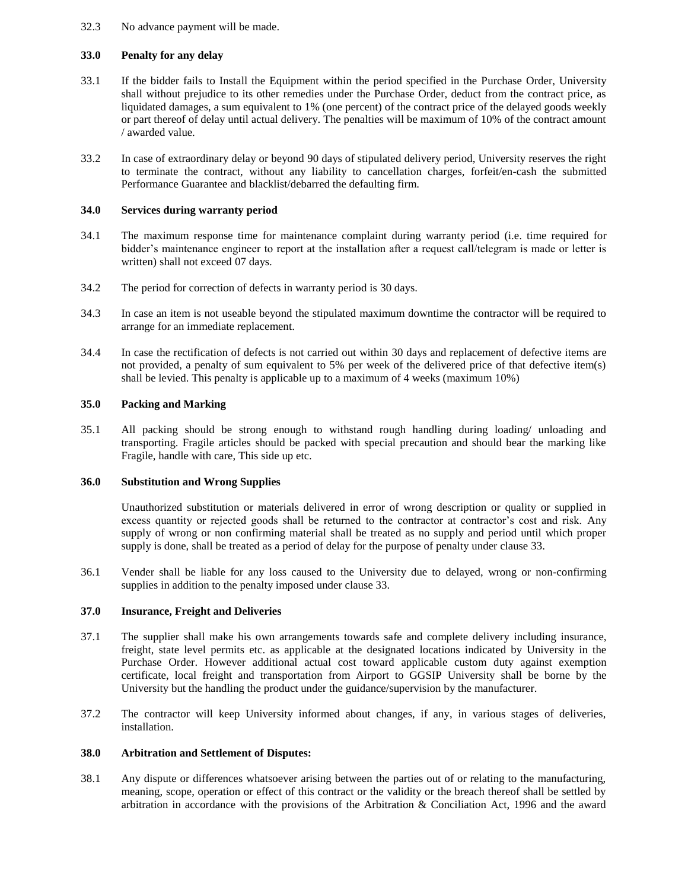32.3 No advance payment will be made.

**33.0 Penalty for any delay**

33.1 If the bidder fails to Install the Equipment within the period specified in the Purchase Order, University shall without prejudice to its other remedies under the Purchase Order, deduct from the contract price, as liquidated damages, a sum equivalent to 1% (one percent) of the contract price of the delayed goods weekly or part thereof of delay until actual delivery. The penalties will be maximum of 10% of the contract amount / awarded value.

33.2 In case of extraordinary delay or beyond 90 days of stipulated delivery period, University reserves the right to terminate the contract, without any liability to cancellation charges, forfeit/en-cash the submitted Performance Guarantee and blacklist/debarred the defaulting firm.

**34.0 Services during warranty period**

34.1 The maximum response time for maintenance complaint during warranty period (i.e. time required for bidder's maintenance engineer to report at the installation after a request call/telegram is made or letter is written) shall not exceed 07 days.

34.2 The period for correction of defects in warranty period is 30 days.

34.3 In case an item is not useable beyond the stipulated maximum downtime the contractor will be required to arrange for an immediate replacement.

34.4 In case the rectification of defects is not carried out within 30 days and replacement of defective items are not provided, a penalty of sum equivalent to 5% per week of the delivered price of that defective item(s) shall be levied. This penalty is applicable up to a maximum of 4 weeks (maximum 10%)

**35.0 Packing and Marking**

35.1 All packing should be strong enough to withstand rough handling during loading/ unloading and transporting. Fragile articles should be packed with special precaution and should bear the marking like Fragile, handle with care, This side up etc.

**36.0 Substitution and Wrong Supplies**

Unauthorized substitution or materials delivered in error of wrong description or quality or supplied in excess quantity or rejected goods shall be returned to the contractor at contractor's cost and risk. Any supply of wrong or non confirming material shall be treated as no supply and period until which proper supply is done, shall be treated as a period of delay for the purpose of penalty under clause 33.

36.1 Vender shall be liable for any loss caused to the University due to delayed, wrong or non-confirming supplies in addition to the penalty imposed under clause 33.

**37.0 Insurance, Freight and Deliveries**

37.1 The supplier shall make his own arrangements towards safe and complete delivery including insurance, freight, state level permits etc. as applicable at the designated locations indicated by University in the Purchase Order. However additional actual cost toward applicable custom duty against exemption certificate, local freight and transportation from Airport to GGSIP University shall be borne by the University but the handling the product under the guidance/supervision by the manufacturer.

37.2 The contractor will keep University informed about changes, if any, in various stages of deliveries, installation.

**38.0 Arbitration and Settlement of Disputes:**

38.1 Any dispute or differences whatsoever arising between the parties out of or relating to the manufacturing, meaning, scope, operation or effect of this contract or the validity or the breach thereof shall be settled by arbitration in accordance with the provisions of the Arbitration & Conciliation Act, 1996 and the award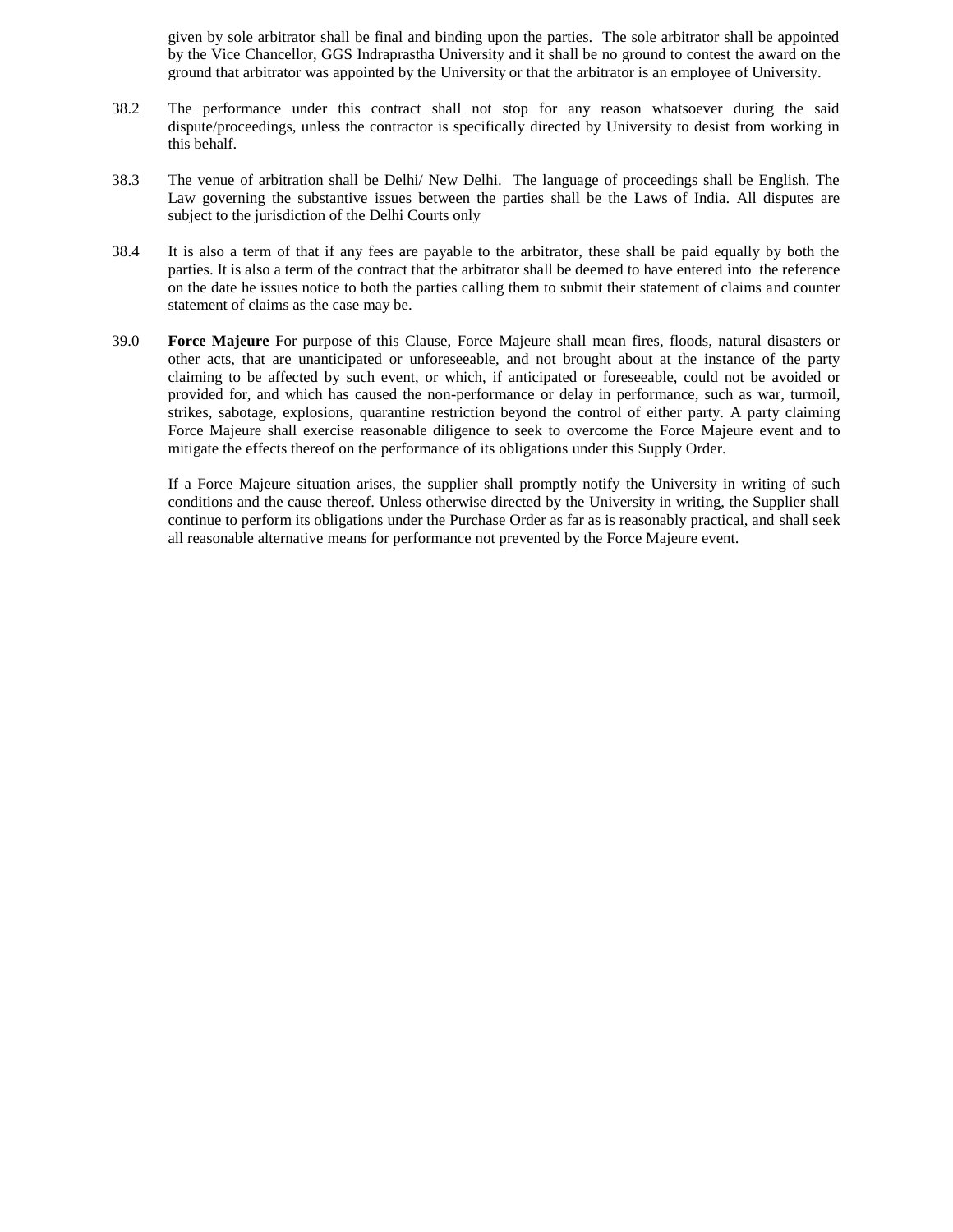given by sole arbitrator shall be final and binding upon the parties. The sole arbitrator shall be appointed by the Vice Chancellor, GGS Indraprastha University and it shall be no ground to contest the award on the ground that arbitrator was appointed by the University or that the arbitrator is an employee of University.

38.2 The performance under this contract shall not stop for any reason whatsoever during the said dispute/proceedings, unless the contractor is specifically directed by University to desist from working in this behalf.

38.3 The venue of arbitration shall be Delhi/ New Delhi. The language of proceedings shall be English. The Law governing the substantive issues between the parties shall be the Laws of India. All disputes are subject to the jurisdiction of the Delhi Courts only

38.4 It is also a term of that if any fees are payable to the arbitrator, these shall be paid equally by both the parties. It is also a term of the contract that the arbitrator shall be deemed to have entered into the reference on the date he issues notice to both the parties calling them to submit their statement of claims and counter statement of claims as the case may be.

39.0 **Force Majeure** For purpose of this Clause, Force Majeure shall mean fires, floods, natural disasters or other acts, that are unanticipated or unforeseeable, and not brought about at the instance of the party claiming to be affected by such event, or which, if anticipated or foreseeable, could not be avoided or provided for, and which has caused the non-performance or delay in performance, such as war, turmoil, strikes, sabotage, explosions, quarantine restriction beyond the control of either party. A party claiming Force Majeure shall exercise reasonable diligence to seek to overcome the Force Majeure event and to mitigate the effects thereof on the performance of its obligations under this Supply Order.

If a Force Majeure situation arises, the supplier shall promptly notify the University in writing of such conditions and the cause thereof. Unless otherwise directed by the University in writing, the Supplier shall continue to perform its obligations under the Purchase Order as far as is reasonably practical, and shall seek all reasonable alternative means for performance not prevented by the Force Majeure event.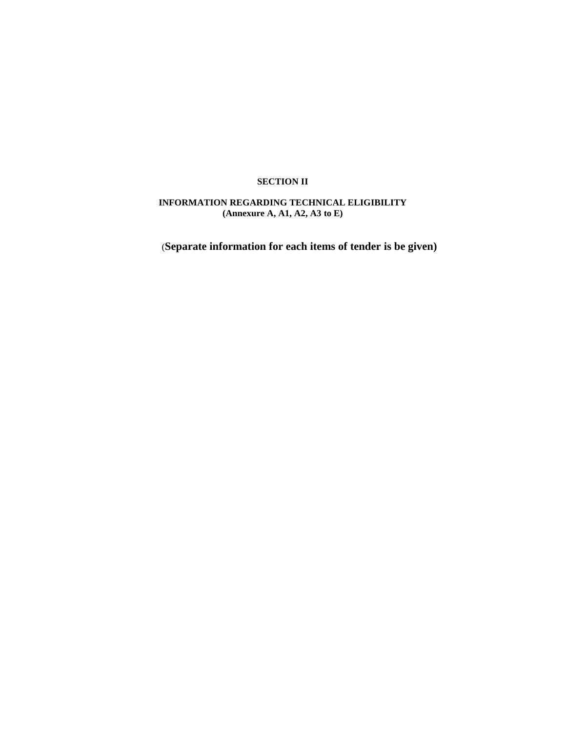## SECTION II

### INFORMATION REGARDING TECHNICAL ELIGIBILITY
**(Annexure A, A1, A2, A3 to E)**

(**Separate information for each items of tender is be given)**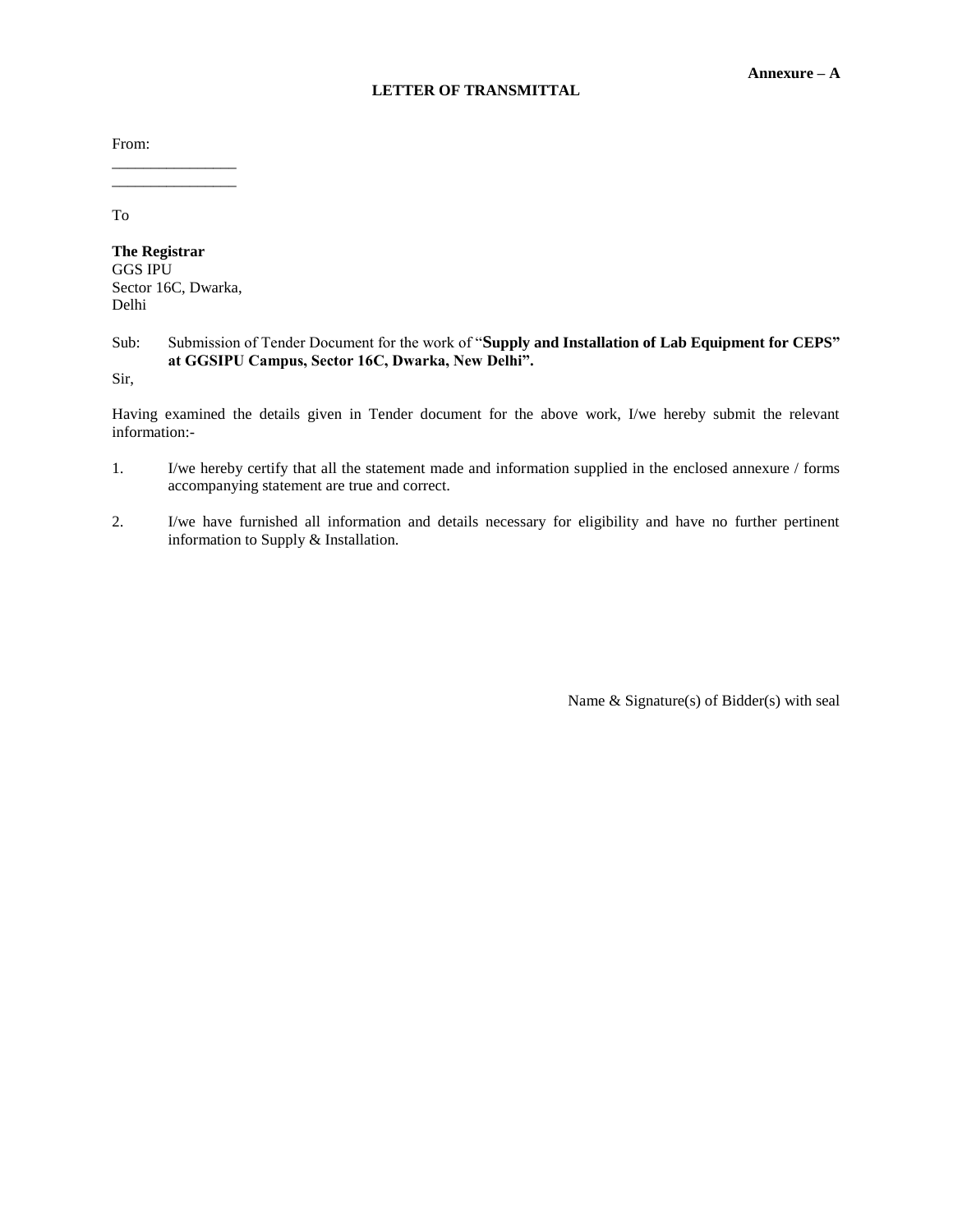**Annexure – A**

## LETTER OF TRANSMITTAL

From:

\_\_\_\_\_\_\_\_\_\_\_\_\_\_\_\_

\_\_\_\_\_\_\_\_\_\_\_\_\_\_\_\_

To

**The Registrar**
GGS IPU
Sector 16C, Dwarka,
Delhi

Sub: Submission of Tender Document for the work of "**Supply and Installation of Lab Equipment for CEPS" at GGSIPU Campus, Sector 16C, Dwarka, New Delhi".**

Sir,

Having examined the details given in Tender document for the above work, I/we hereby submit the relevant information:-

1. I/we hereby certify that all the statement made and information supplied in the enclosed annexure / forms accompanying statement are true and correct.

2. I/we have furnished all information and details necessary for eligibility and have no further pertinent information to Supply & Installation.

Name & Signature(s) of Bidder(s) with seal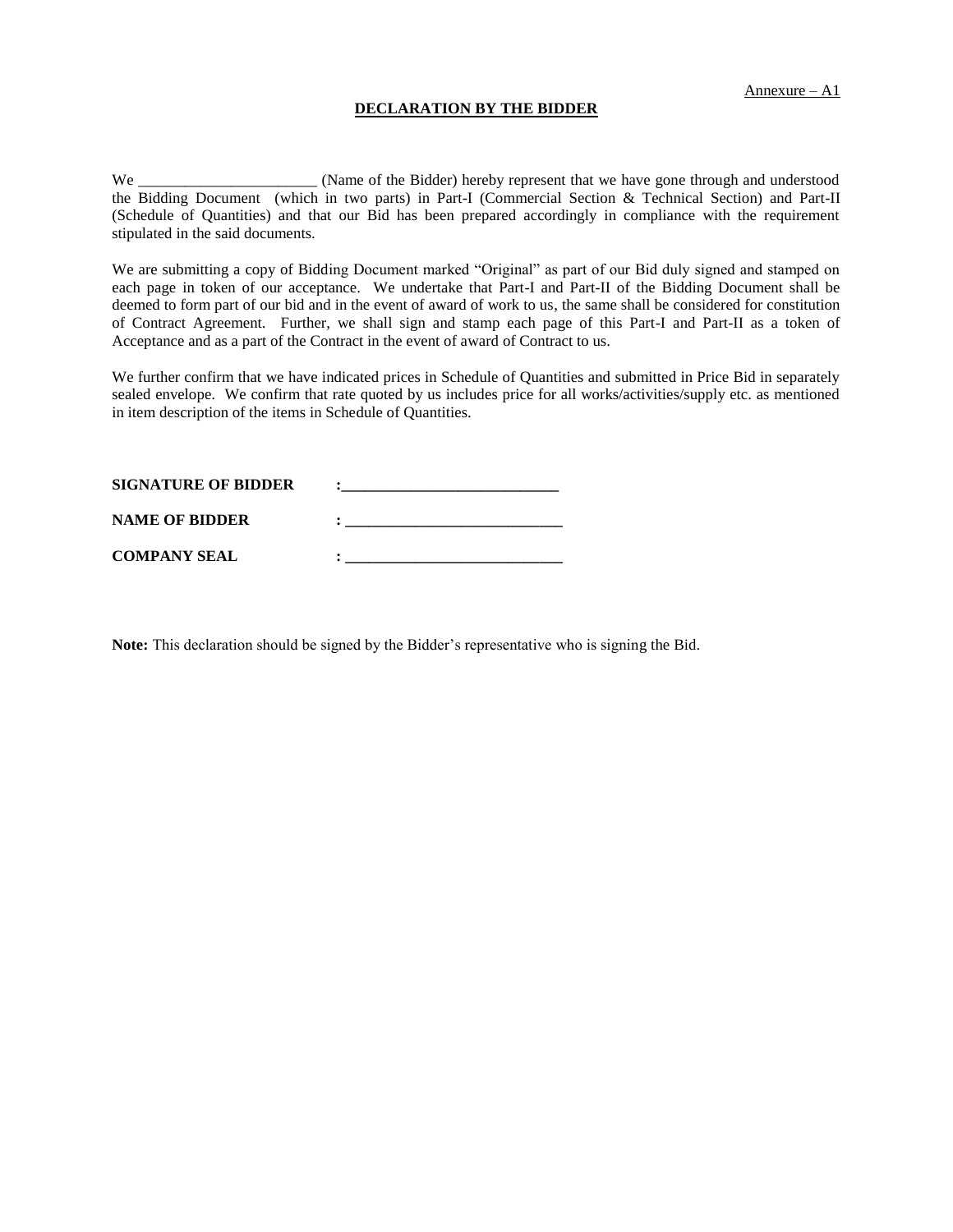Annexure – A1

## DECLARATION BY THE BIDDER

We _______________________ (Name of the Bidder) hereby represent that we have gone through and understood the Bidding Document (which in two parts) in Part-I (Commercial Section & Technical Section) and Part-II (Schedule of Quantities) and that our Bid has been prepared accordingly in compliance with the requirement stipulated in the said documents.

We are submitting a copy of Bidding Document marked "Original" as part of our Bid duly signed and stamped on each page in token of our acceptance. We undertake that Part-I and Part-II of the Bidding Document shall be deemed to form part of our bid and in the event of award of work to us, the same shall be considered for constitution of Contract Agreement. Further, we shall sign and stamp each page of this Part-I and Part-II as a token of Acceptance and as a part of the Contract in the event of award of Contract to us.

We further confirm that we have indicated prices in Schedule of Quantities and submitted in Price Bid in separately sealed envelope. We confirm that rate quoted by us includes price for all works/activities/supply etc. as mentioned in item description of the items in Schedule of Quantities.

**SIGNATURE OF BIDDER** :____________________________

**NAME OF BIDDER** : ____________________________

**COMPANY SEAL** : ____________________________

**Note:** This declaration should be signed by the Bidder's representative who is signing the Bid.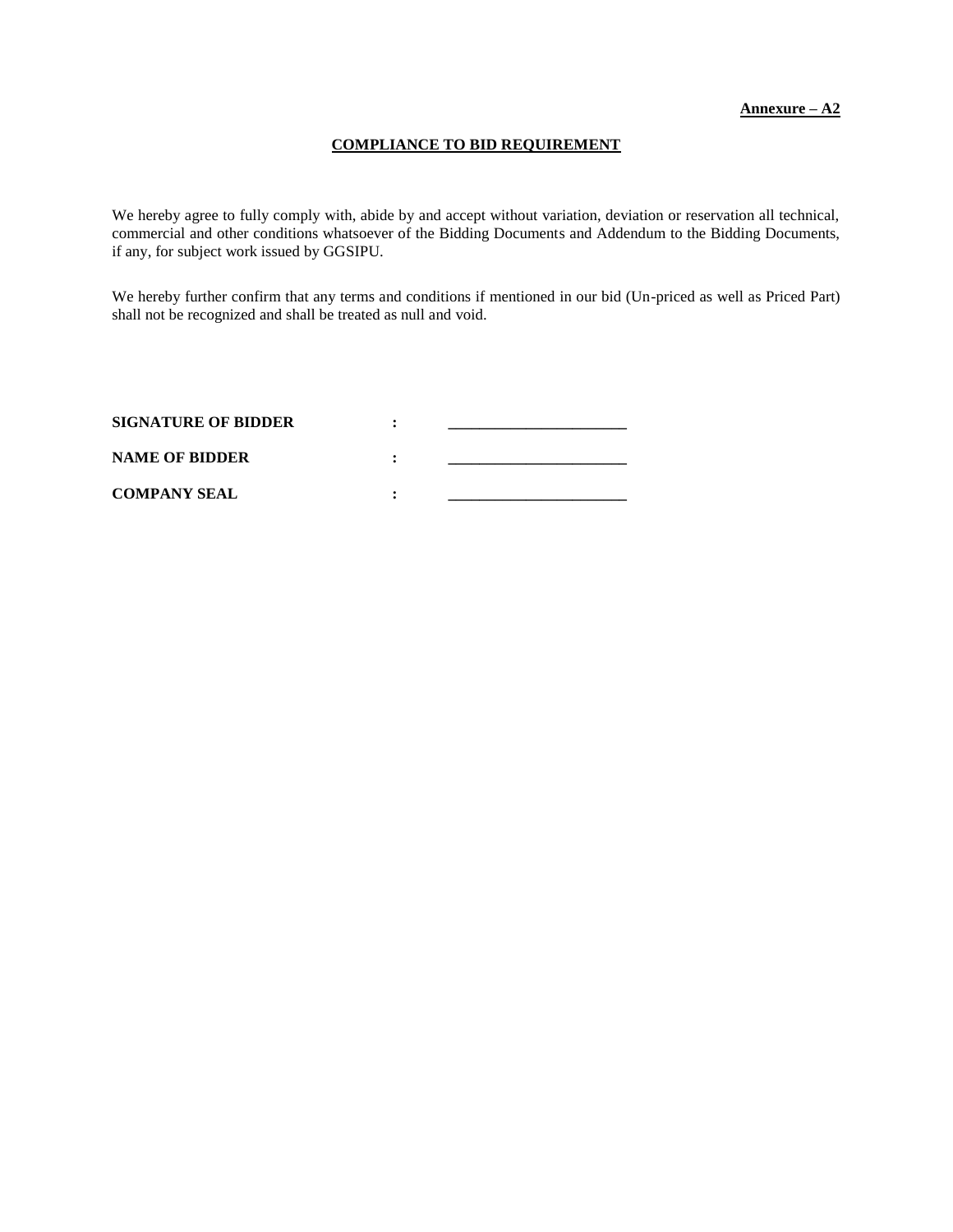**Annexure – A2**

## COMPLIANCE TO BID REQUIREMENT

We hereby agree to fully comply with, abide by and accept without variation, deviation or reservation all technical, commercial and other conditions whatsoever of the Bidding Documents and Addendum to the Bidding Documents, if any, for subject work issued by GGSIPU.

We hereby further confirm that any terms and conditions if mentioned in our bid (Un-priced as well as Priced Part) shall not be recognized and shall be treated as null and void.

**SIGNATURE OF BIDDER** : ______________________

**NAME OF BIDDER** : ______________________

**COMPANY SEAL** : ______________________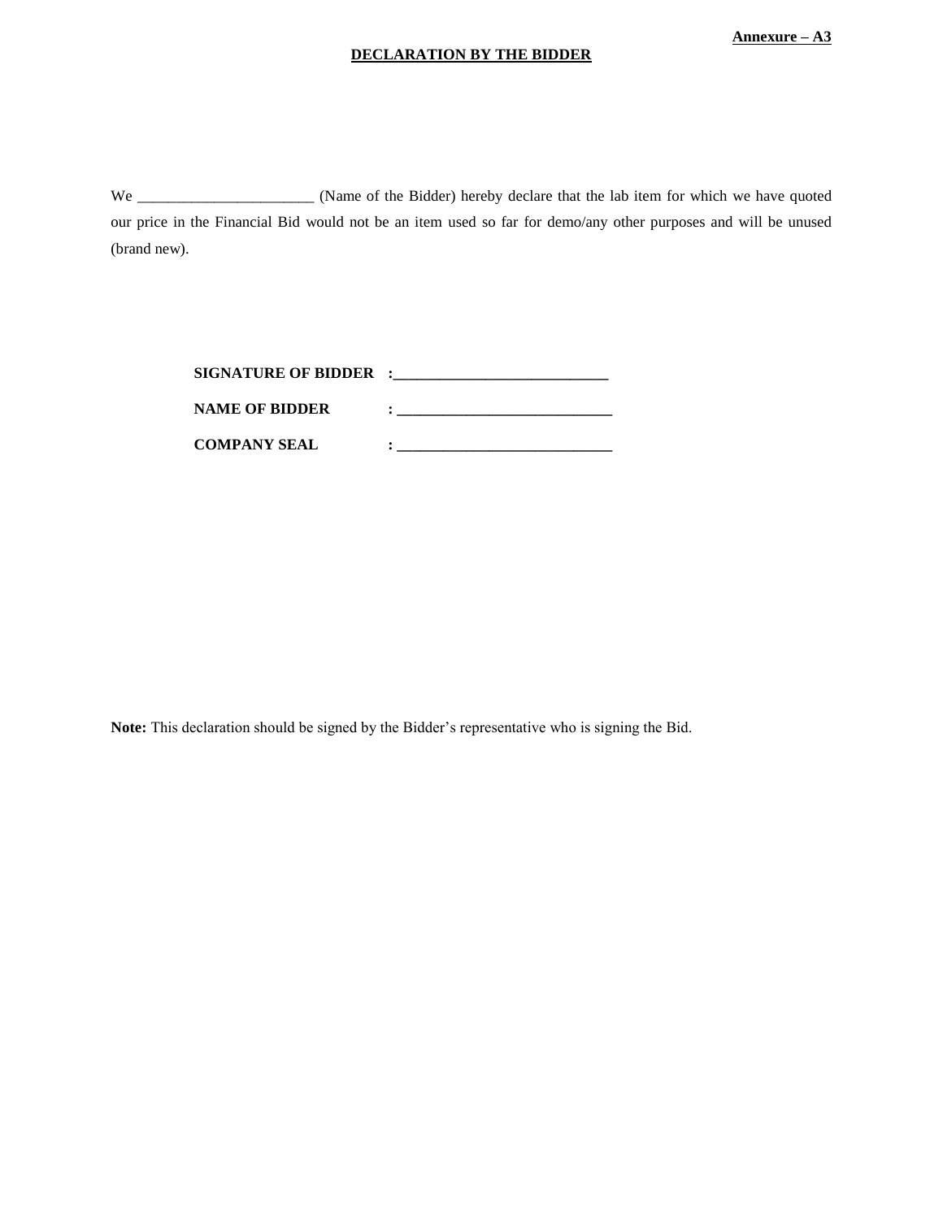**Annexure – A3**

**DECLARATION BY THE BIDDER**

We ______________________ (Name of the Bidder) hereby declare that the lab item for which we have quoted our price in the Financial Bid would not be an item used so far for demo/any other purposes and will be unused (brand new).

**SIGNATURE OF BIDDER :____________________________**

**NAME OF BIDDER : ____________________________**

**COMPANY SEAL : ____________________________**

**Note:** This declaration should be signed by the Bidder's representative who is signing the Bid.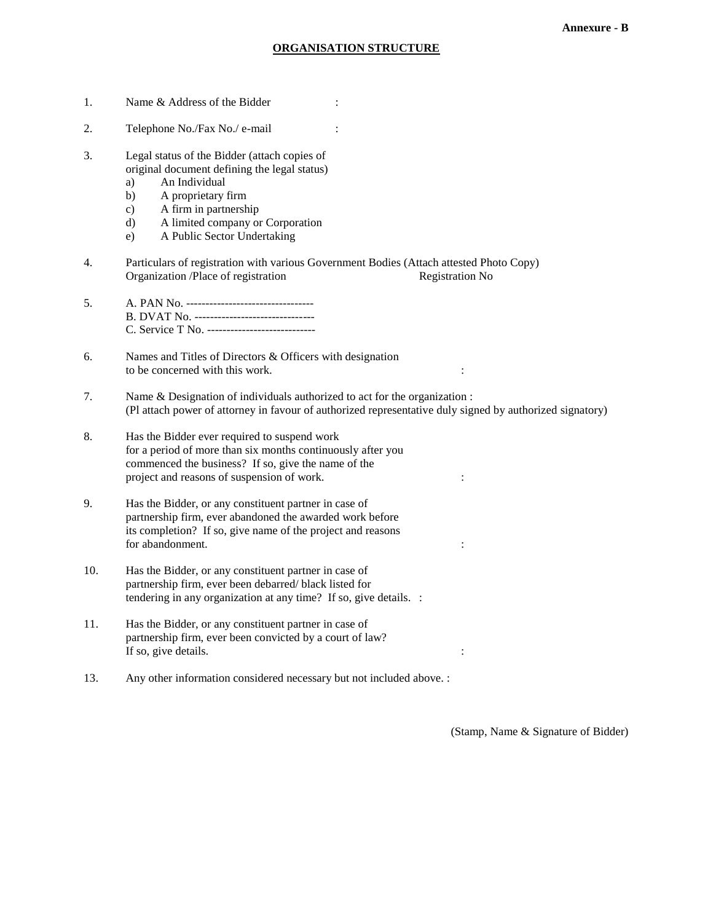**Annexure - B**

**ORGANISATION STRUCTURE**

1. Name & Address of the Bidder :

2. Telephone No./Fax No./ e-mail :

3. Legal status of the Bidder (attach copies of original document defining the legal status)
   a) An Individual
   b) A proprietary firm
   c) A firm in partnership
   d) A limited company or Corporation
   e) A Public Sector Undertaking

4. Particulars of registration with various Government Bodies (Attach attested Photo Copy)
   Organization /Place of registration Registration No

5. A. PAN No. ---------------------------------
   B. DVAT No. -------------------------------
   C. Service T No. ----------------------------

6. Names and Titles of Directors & Officers with designation to be concerned with this work. :

7. Name & Designation of individuals authorized to act for the organization :
   (Pl attach power of attorney in favour of authorized representative duly signed by authorized signatory)

8. Has the Bidder ever required to suspend work for a period of more than six months continuously after you commenced the business? If so, give the name of the project and reasons of suspension of work. :

9. Has the Bidder, or any constituent partner in case of partnership firm, ever abandoned the awarded work before its completion? If so, give name of the project and reasons for abandonment. :

10. Has the Bidder, or any constituent partner in case of partnership firm, ever been debarred/ black listed for tendering in any organization at any time? If so, give details. :

11. Has the Bidder, or any constituent partner in case of partnership firm, ever been convicted by a court of law? If so, give details. :

13. Any other information considered necessary but not included above. :

(Stamp, Name & Signature of Bidder)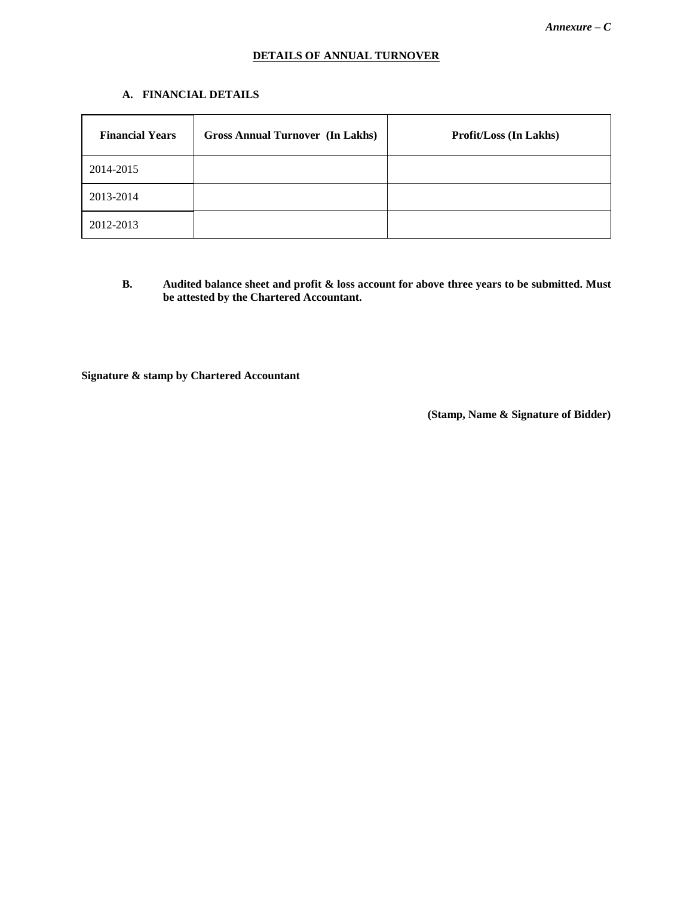*Annexure – C*

## DETAILS OF ANNUAL TURNOVER

### A. FINANCIAL DETAILS

| Financial Years | Gross Annual Turnover (In Lakhs) | Profit/Loss (In Lakhs) |
|---|---|---|
| 2014-2015 | | |
| 2013-2014 | | |
| 2012-2013 | | |

**B. Audited balance sheet and profit & loss account for above three years to be submitted. Must be attested by the Chartered Accountant.**

**Signature & stamp by Chartered Accountant**

**(Stamp, Name & Signature of Bidder)**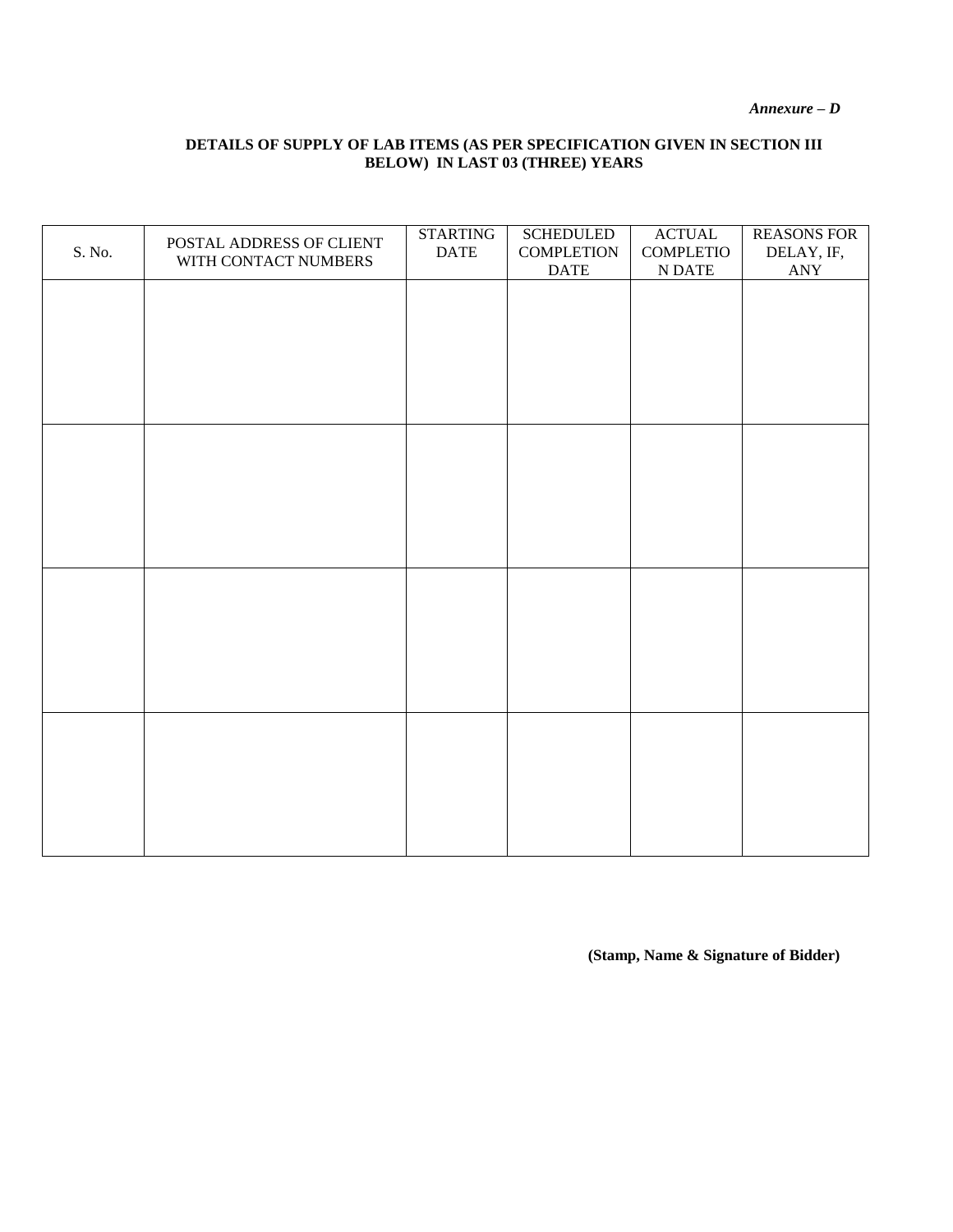*Annexure – D*

**DETAILS OF SUPPLY OF LAB ITEMS (AS PER SPECIFICATION GIVEN IN SECTION III BELOW) IN LAST 03 (THREE) YEARS**

| S. No. | POSTAL ADDRESS OF CLIENT WITH CONTACT NUMBERS | STARTING DATE | SCHEDULED COMPLETION DATE | ACTUAL COMPLETION DATE | REASONS FOR DELAY, IF, ANY |
|---|---|---|---|---|---|
| | | | | | |
| | | | | | |
| | | | | | |
| | | | | | |

**(Stamp, Name & Signature of Bidder)**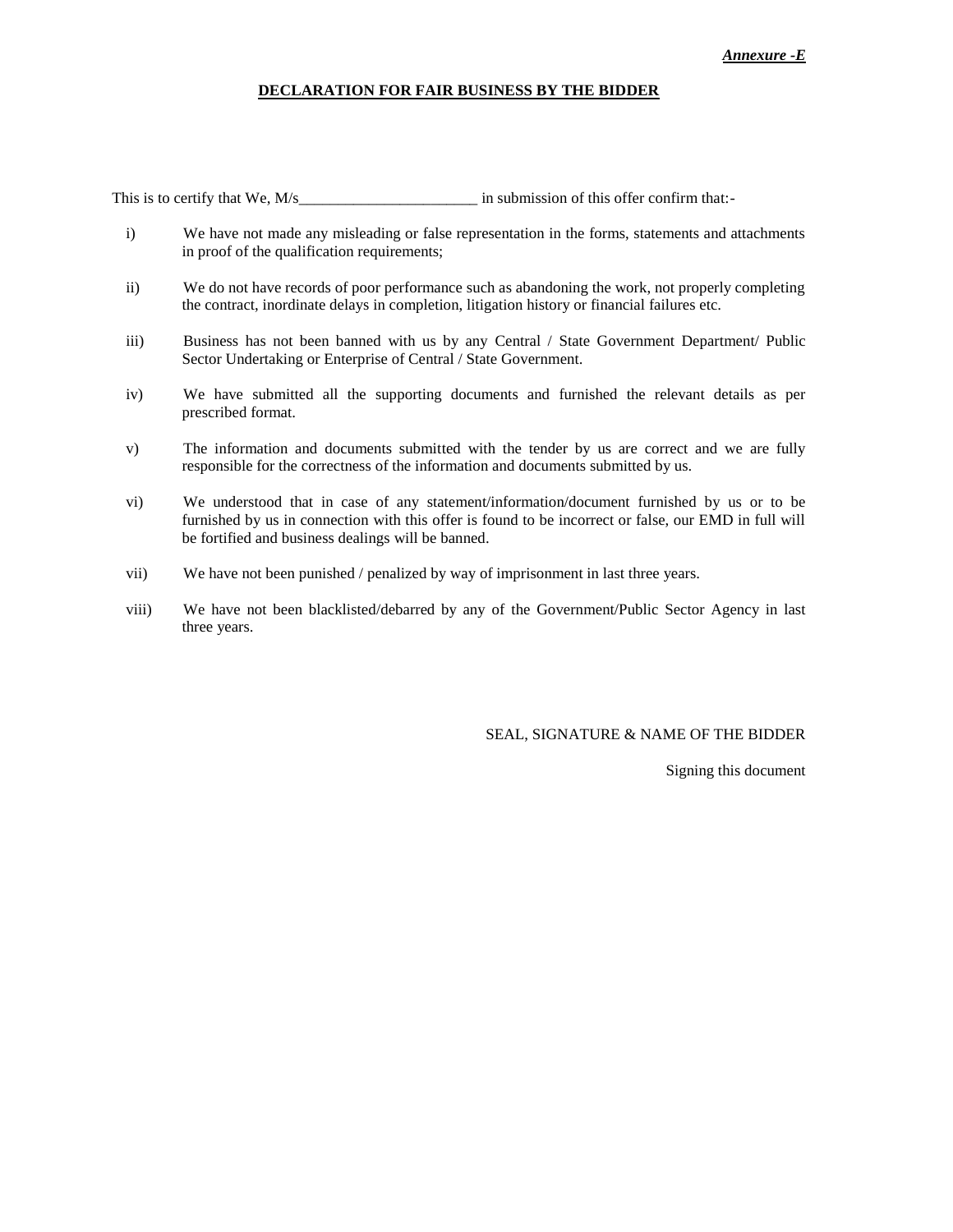***Annexure -E***

**DECLARATION FOR FAIR BUSINESS BY THE BIDDER**

This is to certify that We, M/s_______________________ in submission of this offer confirm that:-

i) We have not made any misleading or false representation in the forms, statements and attachments in proof of the qualification requirements;

ii) We do not have records of poor performance such as abandoning the work, not properly completing the contract, inordinate delays in completion, litigation history or financial failures etc.

iii) Business has not been banned with us by any Central / State Government Department/ Public Sector Undertaking or Enterprise of Central / State Government.

iv) We have submitted all the supporting documents and furnished the relevant details as per prescribed format.

v) The information and documents submitted with the tender by us are correct and we are fully responsible for the correctness of the information and documents submitted by us.

vi) We understood that in case of any statement/information/document furnished by us or to be furnished by us in connection with this offer is found to be incorrect or false, our EMD in full will be fortified and business dealings will be banned.

vii) We have not been punished / penalized by way of imprisonment in last three years.

viii) We have not been blacklisted/debarred by any of the Government/Public Sector Agency in last three years.

SEAL, SIGNATURE & NAME OF THE BIDDER

Signing this document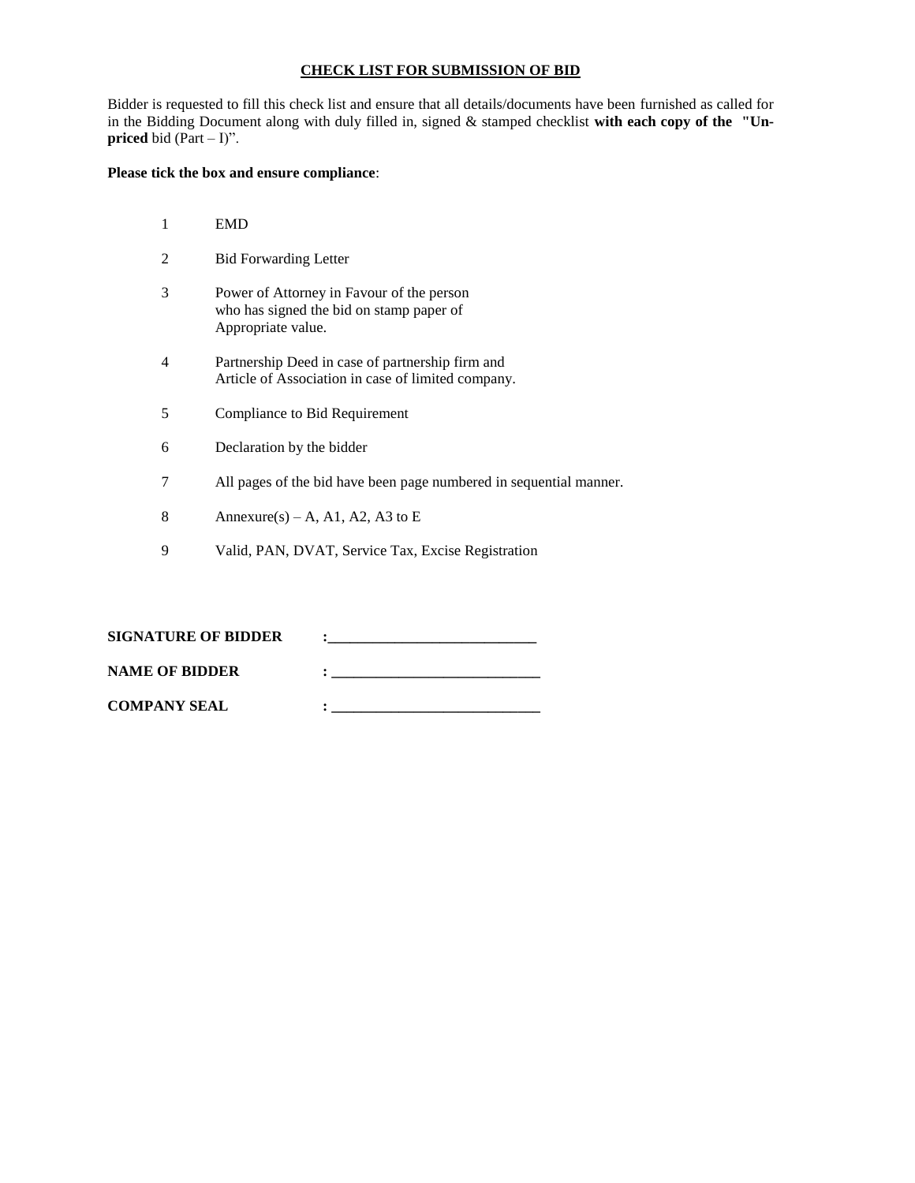## CHECK LIST FOR SUBMISSION OF BID

Bidder is requested to fill this check list and ensure that all details/documents have been furnished as called for in the Bidding Document along with duly filled in, signed & stamped checklist **with each copy of the "Un-priced** bid (Part – I)".

**Please tick the box and ensure compliance**:

1. EMD
2. Bid Forwarding Letter
3. Power of Attorney in Favour of the person who has signed the bid on stamp paper of Appropriate value.
4. Partnership Deed in case of partnership firm and Article of Association in case of limited company.
5. Compliance to Bid Requirement
6. Declaration by the bidder
7. All pages of the bid have been page numbered in sequential manner.
8. Annexure(s) – A, A1, A2, A3 to E
9. Valid, PAN, DVAT, Service Tax, Excise Registration

**SIGNATURE OF BIDDER :____________________________**

**NAME OF BIDDER : ____________________________**

**COMPANY SEAL : ____________________________**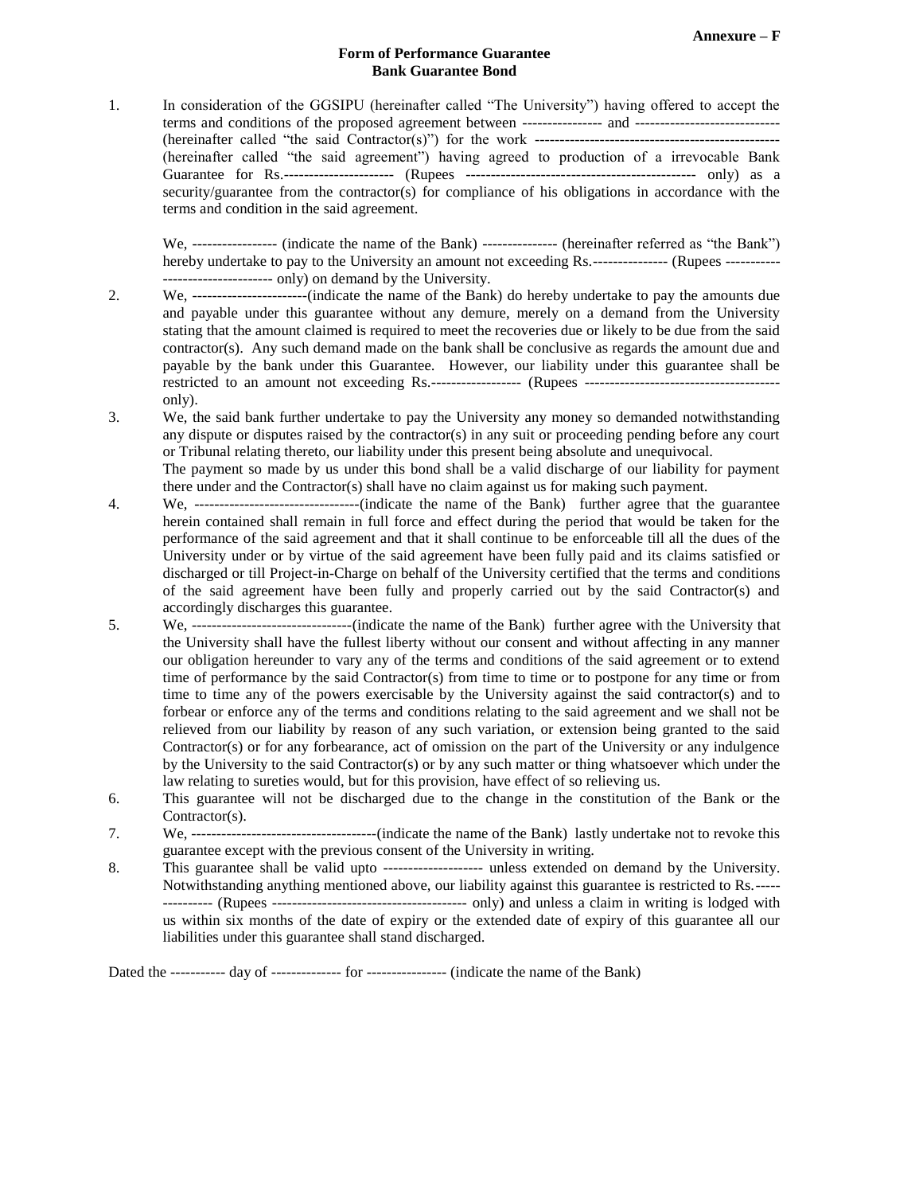**Annexure – F**

**Form of Performance Guarantee**
**Bank Guarantee Bond**

1. In consideration of the GGSIPU (hereinafter called "The University") having offered to accept the terms and conditions of the proposed agreement between ---------------- and ----------------------------- (hereinafter called "the said Contractor(s)") for the work ------------------------------------------------- (hereinafter called "the said agreement") having agreed to production of a irrevocable Bank Guarantee for Rs.---------------------- (Rupees --------------------------------------------- only) as a security/guarantee from the contractor(s) for compliance of his obligations in accordance with the terms and condition in the said agreement.

   We, ----------------- (indicate the name of the Bank) --------------- (hereinafter referred as "the Bank") hereby undertake to pay to the University an amount not exceeding Rs.--------------- (Rupees ------------------------------- only) on demand by the University.

2. We, -----------------------(indicate the name of the Bank) do hereby undertake to pay the amounts due and payable under this guarantee without any demure, merely on a demand from the University stating that the amount claimed is required to meet the recoveries due or likely to be due from the said contractor(s). Any such demand made on the bank shall be conclusive as regards the amount due and payable by the bank under this Guarantee. However, our liability under this guarantee shall be restricted to an amount not exceeding Rs.------------------ (Rupees -------------------------------------- only).

3. We, the said bank further undertake to pay the University any money so demanded notwithstanding any dispute or disputes raised by the contractor(s) in any suit or proceeding pending before any court or Tribunal relating thereto, our liability under this present being absolute and unequivocal.
   The payment so made by us under this bond shall be a valid discharge of our liability for payment there under and the Contractor(s) shall have no claim against us for making such payment.

4. We, ---------------------------------(indicate the name of the Bank) further agree that the guarantee herein contained shall remain in full force and effect during the period that would be taken for the performance of the said agreement and that it shall continue to be enforceable till all the dues of the University under or by virtue of the said agreement have been fully paid and its claims satisfied or discharged or till Project-in-Charge on behalf of the University certified that the terms and conditions of the said agreement have been fully and properly carried out by the said Contractor(s) and accordingly discharges this guarantee.

5. We, --------------------------------(indicate the name of the Bank) further agree with the University that the University shall have the fullest liberty without our consent and without affecting in any manner our obligation hereunder to vary any of the terms and conditions of the said agreement or to extend time of performance by the said Contractor(s) from time to time or to postpone for any time or from time to time any of the powers exercisable by the University against the said contractor(s) and to forbear or enforce any of the terms and conditions relating to the said agreement and we shall not be relieved from our liability by reason of any such variation, or extension being granted to the said Contractor(s) or for any forbearance, act of omission on the part of the University or any indulgence by the University to the said Contractor(s) or by any such matter or thing whatsoever which under the law relating to sureties would, but for this provision, have effect of so relieving us.

6. This guarantee will not be discharged due to the change in the constitution of the Bank or the Contractor(s).

7. We, -------------------------------------(indicate the name of the Bank) lastly undertake not to revoke this guarantee except with the previous consent of the University in writing.

8. This guarantee shall be valid upto -------------------- unless extended on demand by the University. Notwithstanding anything mentioned above, our liability against this guarantee is restricted to Rs.--------------- (Rupees -------------------------------------- only) and unless a claim in writing is lodged with us within six months of the date of expiry or the extended date of expiry of this guarantee all our liabilities under this guarantee shall stand discharged.

Dated the ----------- day of -------------- for ---------------- (indicate the name of the Bank)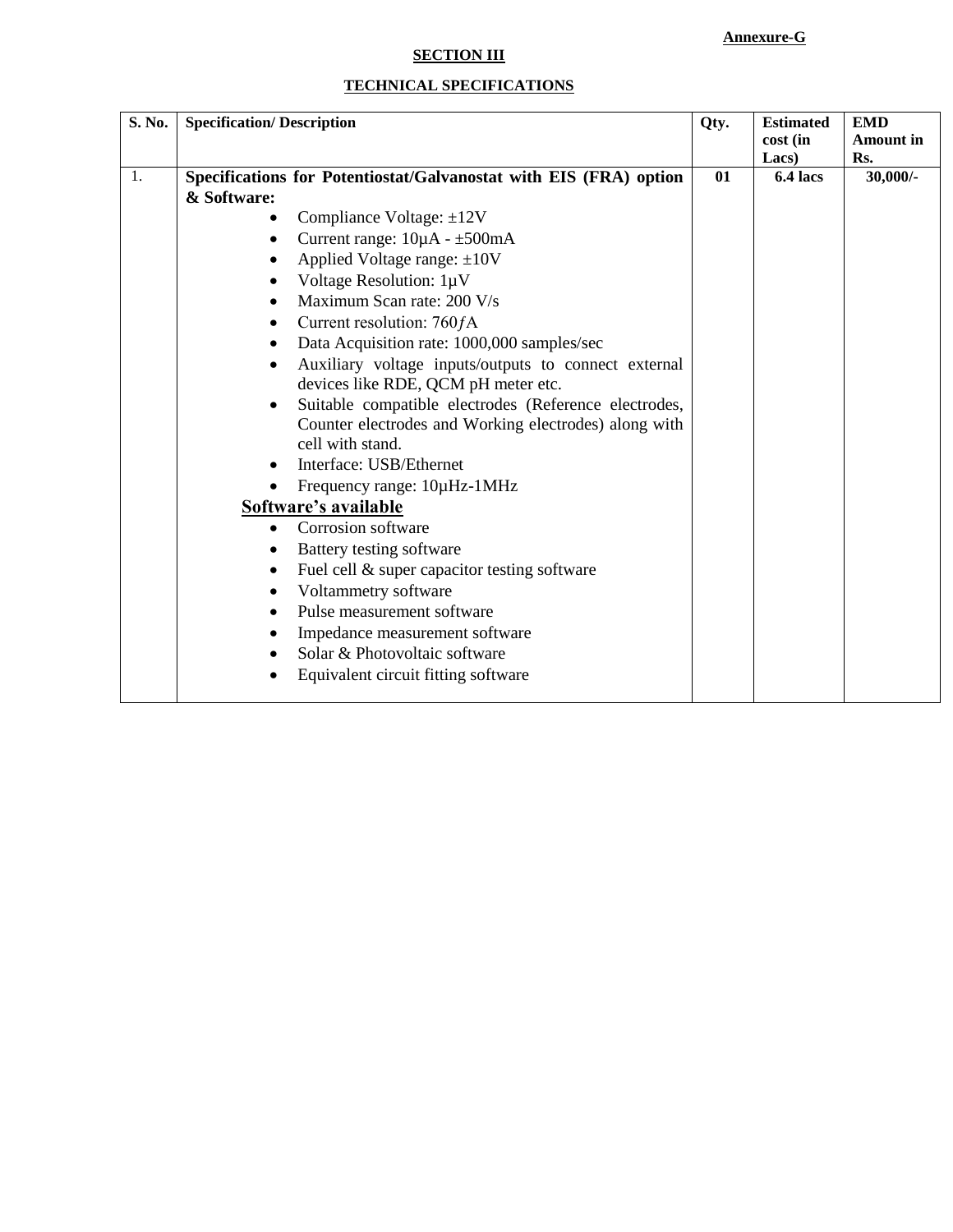**Annexure-G**

## SECTION III

## TECHNICAL SPECIFICATIONS

| S. No. | Specification/ Description | Qty. | Estimated cost (in Lacs) | EMD Amount in Rs. |
|---|---|---|---|---|
| 1. | **Specifications for Potentiostat/Galvanostat with EIS (FRA) option & Software:**<br>• Compliance Voltage: ±12V<br>• Current range: 10µA - ±500mA<br>• Applied Voltage range: ±10V<br>• Voltage Resolution: 1µV<br>• Maximum Scan rate: 200 V/s<br>• Current resolution: 760*f*A<br>• Data Acquisition rate: 1000,000 samples/sec<br>• Auxiliary voltage inputs/outputs to connect external devices like RDE, QCM pH meter etc.<br>• Suitable compatible electrodes (Reference electrodes, Counter electrodes and Working electrodes) along with cell with stand.<br>• Interface: USB/Ethernet<br>• Frequency range: 10µHz-1MHz<br>**Software's available**<br>• Corrosion software<br>• Battery testing software<br>• Fuel cell & super capacitor testing software<br>• Voltammetry software<br>• Pulse measurement software<br>• Impedance measurement software<br>• Solar & Photovoltaic software<br>• Equivalent circuit fitting software | **01** | **6.4 lacs** | **30,000/-** |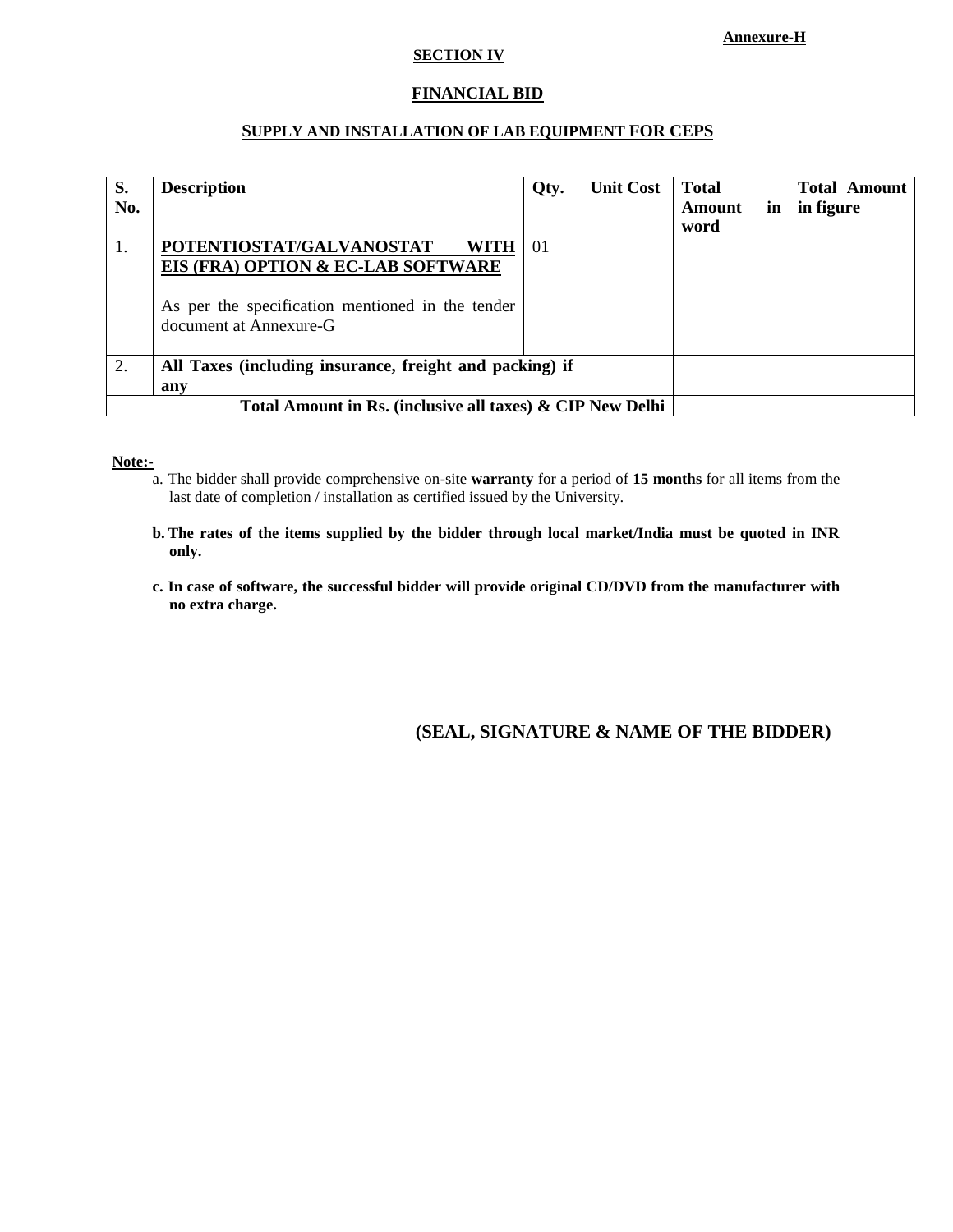**Annexure-H**

**SECTION IV**

## FINANCIAL BID

### SUPPLY AND INSTALLATION OF LAB EQUIPMENT FOR CEPS

| S. No. | Description | Qty. | Unit Cost | Total Amount in word | Total Amount in figure |
|---|---|---|---|---|---|
| 1. | **POTENTIOSTAT/GALVANOSTAT WITH EIS (FRA) OPTION & EC-LAB SOFTWARE**<br><br>As per the specification mentioned in the tender document at Annexure-G | 01 | | | |
| 2. | **All Taxes (including insurance, freight and packing) if any** | | | | |
| | **Total Amount in Rs. (inclusive all taxes) & CIP New Delhi** | | | | |

**Note:-**

a. The bidder shall provide comprehensive on-site **warranty** for a period of **15 months** for all items from the last date of completion / installation as certified issued by the University.

**b. The rates of the items supplied by the bidder through local market/India must be quoted in INR only.**

**c. In case of software, the successful bidder will provide original CD/DVD from the manufacturer with no extra charge.**

**(SEAL, SIGNATURE & NAME OF THE BIDDER)**